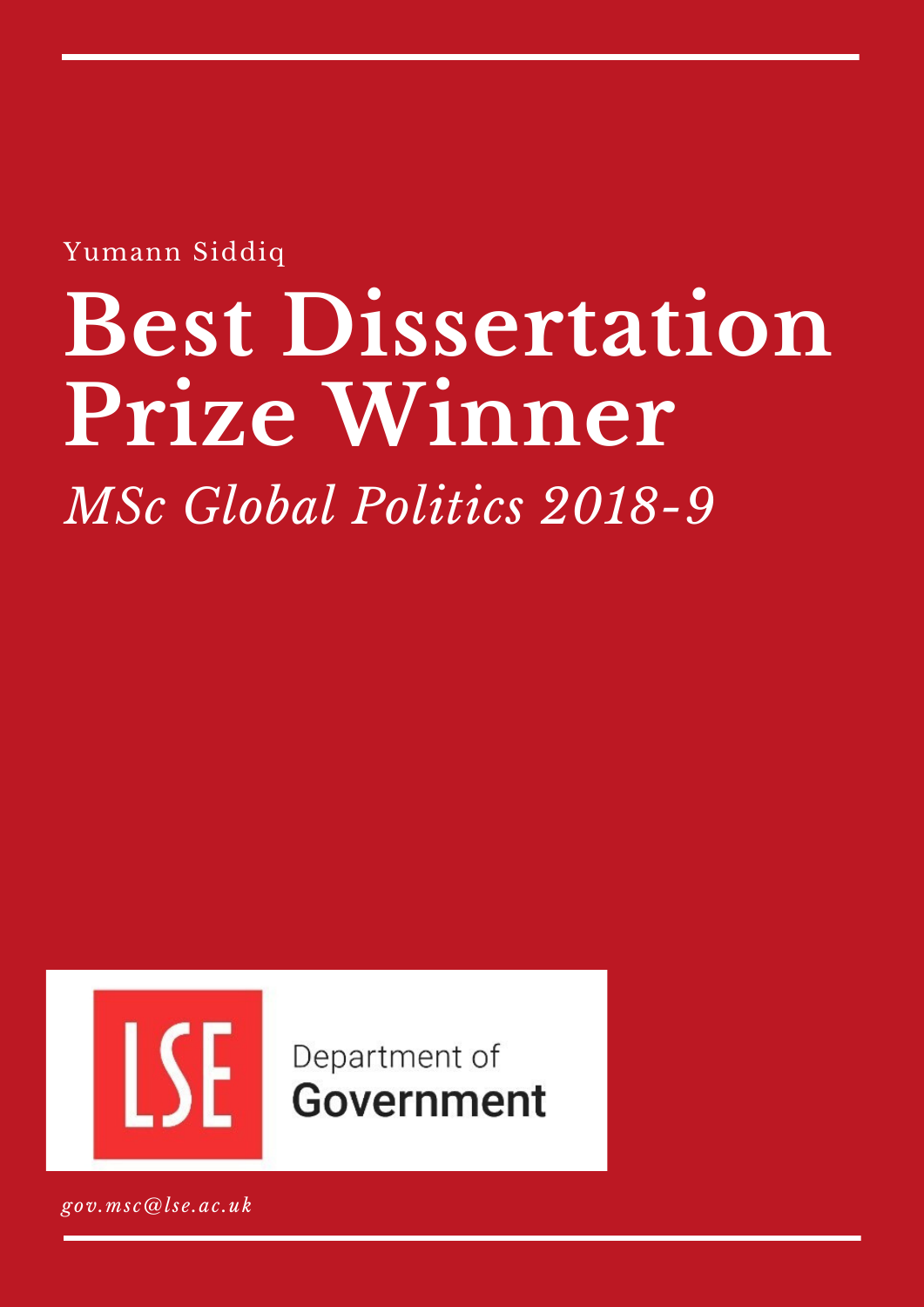Yumann Siddiq

# Best Dissertation Prize Winner

*MSc Global Politics 2018-9*

LSE Department of Government

*gov.msc@lse.ac.uk*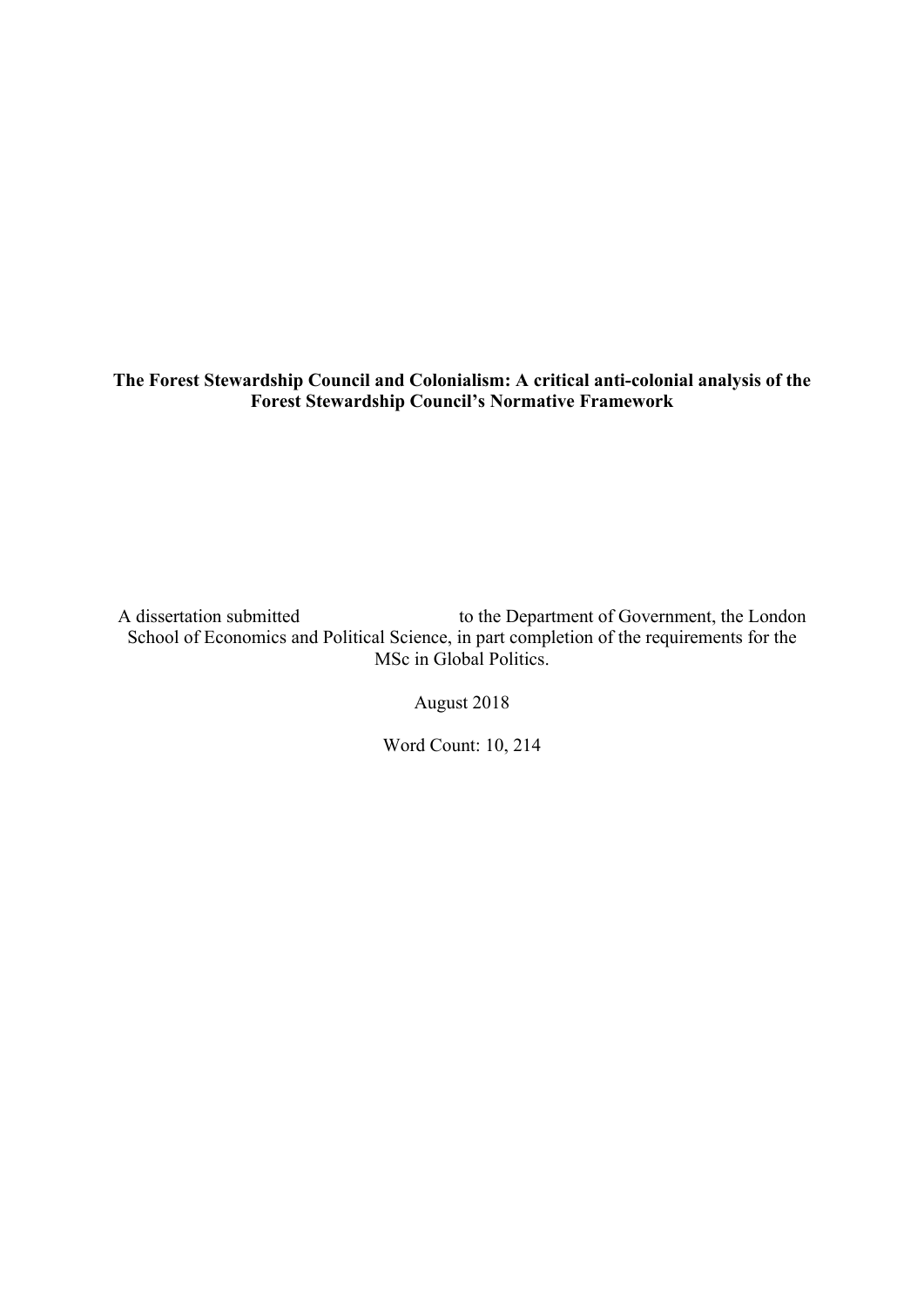**The Forest Stewardship Council and Colonialism: A critical anti-colonial analysis of the Forest Stewardship Council's Normative Framework**

A dissertation submitted to the Department of Government, the London School of Economics and Political Science, in part completion of the requirements for the MSc in Global Politics.

August 2018

Word Count: 10, 214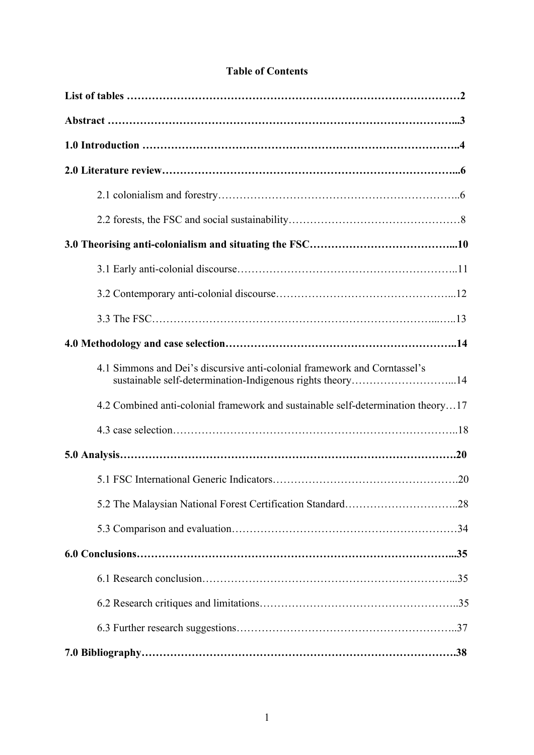# Table of Contents

**List of tables ………………………………………………………………………………2**

**Abstract ………………………………………………………………………………...3**

**1.0 Introduction …………………………………………………………………………..4**

**2.0 Literature review……………………………………………………………………...6**

2.1 colonialism and forestry…………………………………………………………..6

2.2 forests, the FSC and social sustainability………………………………………8

**3.0 Theorising anti-colonialism and situating the FSC…………………………………...10**

3.1 Early anti-colonial discourse……………………………………………………..11

3.2 Contemporary anti-colonial discourse…………………………………………...12

3.3 The FSC…………………………………………………………………...…..13

**4.0 Methodology and case selection……………………………………………………..14**

4.1 Simmons and Dei's discursive anti-colonial framework and Corntassel's sustainable self-determination-Indigenous rights theory………………………...14

4.2 Combined anti-colonial framework and sustainable self-determination theory…17

4.3 case selection……………………………………………………………………..18

**5.0 Analysis………………………………………………………………………………20**

5.1 FSC International Generic Indicators…………………………………………….20

5.2 The Malaysian National Forest Certification Standard…………………………..28

5.3 Comparison and evaluation………………………………………………………34

**6.0 Conclusions…………………………………………………………………………...35**

6.1 Research conclusion……………………………………………………………...35

6.2 Research critiques and limitations……………………………………………….35

6.3 Further research suggestions……………………………………………………..37

**7.0 Bibliography…………………………………………………………………………38**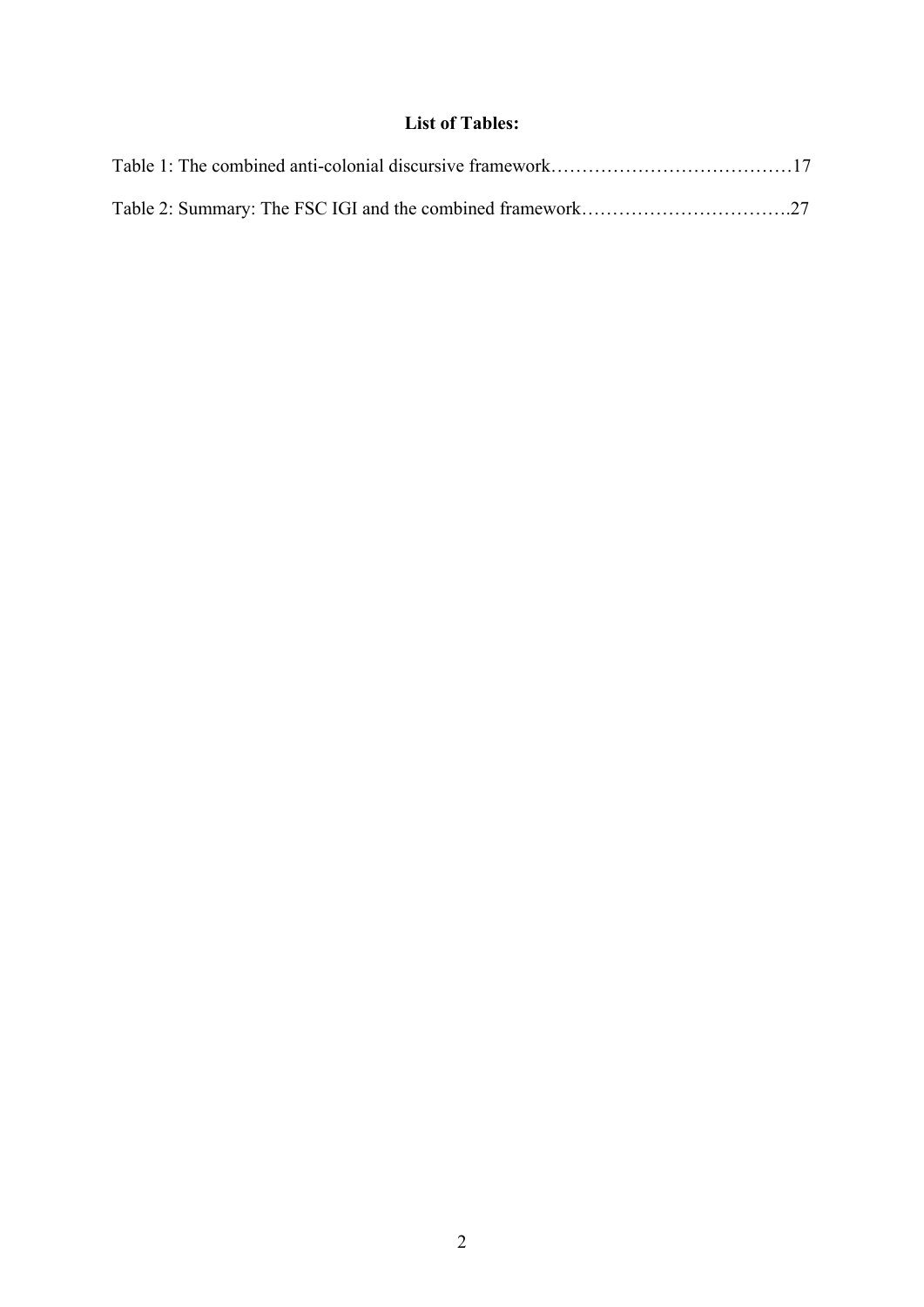**List of Tables:**

Table 1: The combined anti-colonial discursive framework…………………………………17

Table 2: Summary: The FSC IGI and the combined framework…………………………….27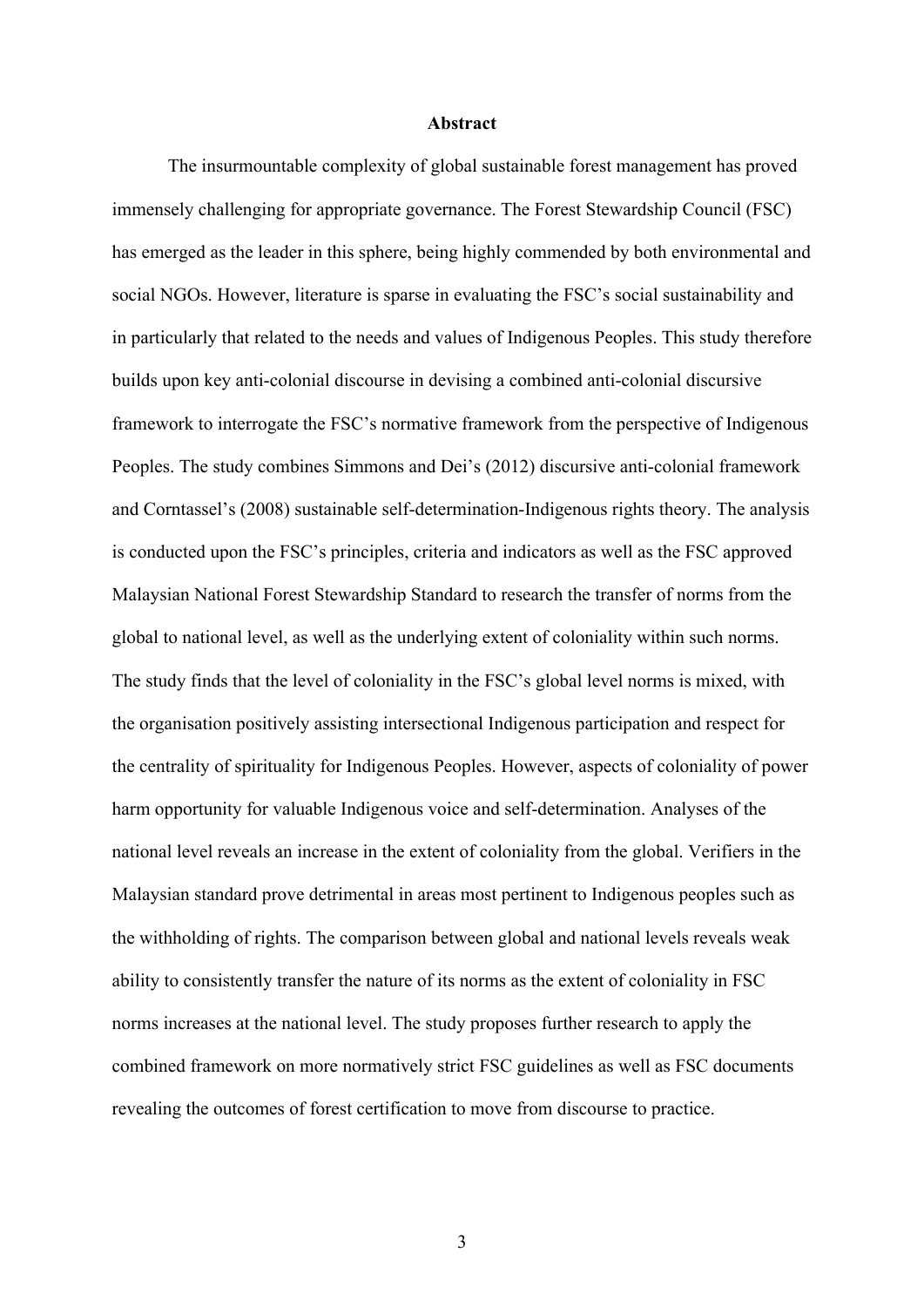# Abstract

The insurmountable complexity of global sustainable forest management has proved immensely challenging for appropriate governance. The Forest Stewardship Council (FSC) has emerged as the leader in this sphere, being highly commended by both environmental and social NGOs. However, literature is sparse in evaluating the FSC's social sustainability and in particularly that related to the needs and values of Indigenous Peoples. This study therefore builds upon key anti-colonial discourse in devising a combined anti-colonial discursive framework to interrogate the FSC's normative framework from the perspective of Indigenous Peoples. The study combines Simmons and Dei's (2012) discursive anti-colonial framework and Corntassel's (2008) sustainable self-determination-Indigenous rights theory. The analysis is conducted upon the FSC's principles, criteria and indicators as well as the FSC approved Malaysian National Forest Stewardship Standard to research the transfer of norms from the global to national level, as well as the underlying extent of coloniality within such norms. The study finds that the level of coloniality in the FSC's global level norms is mixed, with the organisation positively assisting intersectional Indigenous participation and respect for the centrality of spirituality for Indigenous Peoples. However, aspects of coloniality of power harm opportunity for valuable Indigenous voice and self-determination. Analyses of the national level reveals an increase in the extent of coloniality from the global. Verifiers in the Malaysian standard prove detrimental in areas most pertinent to Indigenous peoples such as the withholding of rights. The comparison between global and national levels reveals weak ability to consistently transfer the nature of its norms as the extent of coloniality in FSC norms increases at the national level. The study proposes further research to apply the combined framework on more normatively strict FSC guidelines as well as FSC documents revealing the outcomes of forest certification to move from discourse to practice.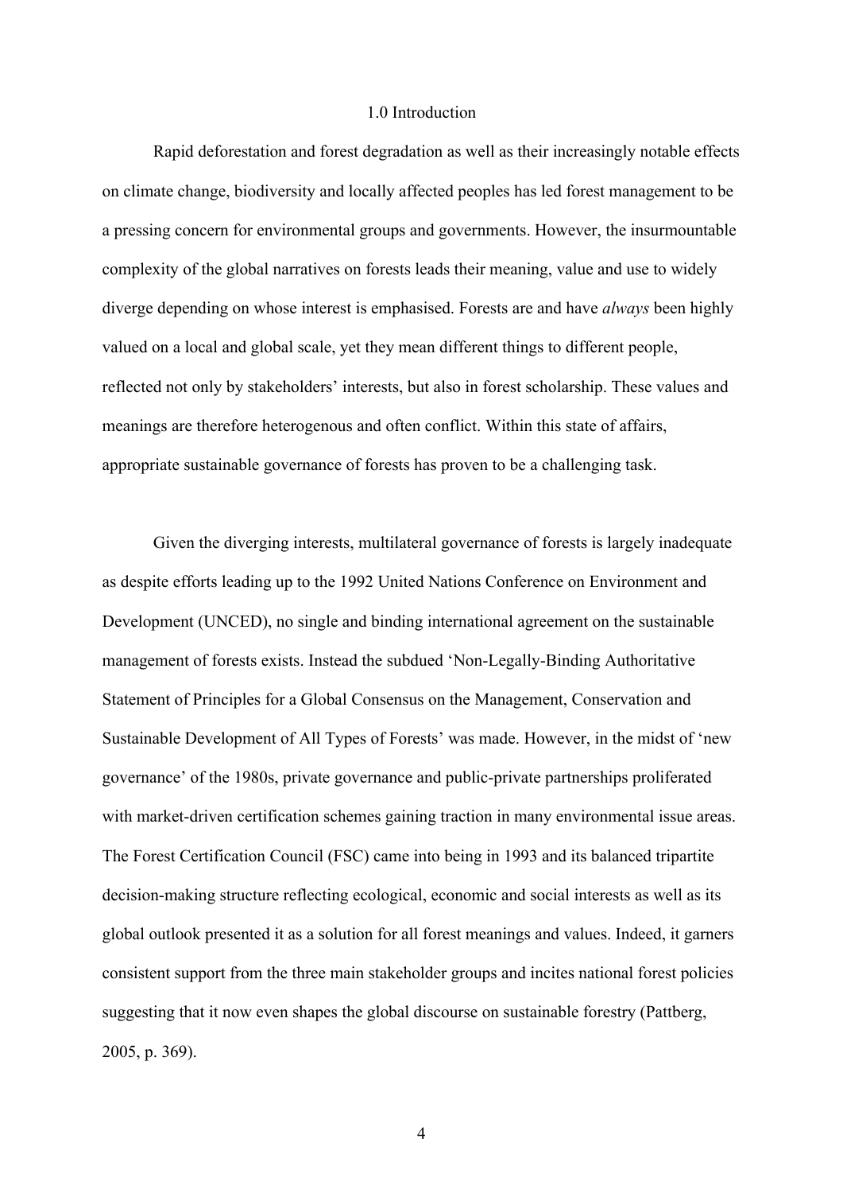# 1.0 Introduction

Rapid deforestation and forest degradation as well as their increasingly notable effects on climate change, biodiversity and locally affected peoples has led forest management to be a pressing concern for environmental groups and governments. However, the insurmountable complexity of the global narratives on forests leads their meaning, value and use to widely diverge depending on whose interest is emphasised. Forests are and have *always* been highly valued on a local and global scale, yet they mean different things to different people, reflected not only by stakeholders' interests, but also in forest scholarship. These values and meanings are therefore heterogenous and often conflict. Within this state of affairs, appropriate sustainable governance of forests has proven to be a challenging task.

Given the diverging interests, multilateral governance of forests is largely inadequate as despite efforts leading up to the 1992 United Nations Conference on Environment and Development (UNCED), no single and binding international agreement on the sustainable management of forests exists. Instead the subdued 'Non-Legally-Binding Authoritative Statement of Principles for a Global Consensus on the Management, Conservation and Sustainable Development of All Types of Forests' was made. However, in the midst of 'new governance' of the 1980s, private governance and public-private partnerships proliferated with market-driven certification schemes gaining traction in many environmental issue areas. The Forest Certification Council (FSC) came into being in 1993 and its balanced tripartite decision-making structure reflecting ecological, economic and social interests as well as its global outlook presented it as a solution for all forest meanings and values. Indeed, it garners consistent support from the three main stakeholder groups and incites national forest policies suggesting that it now even shapes the global discourse on sustainable forestry (Pattberg, 2005, p. 369).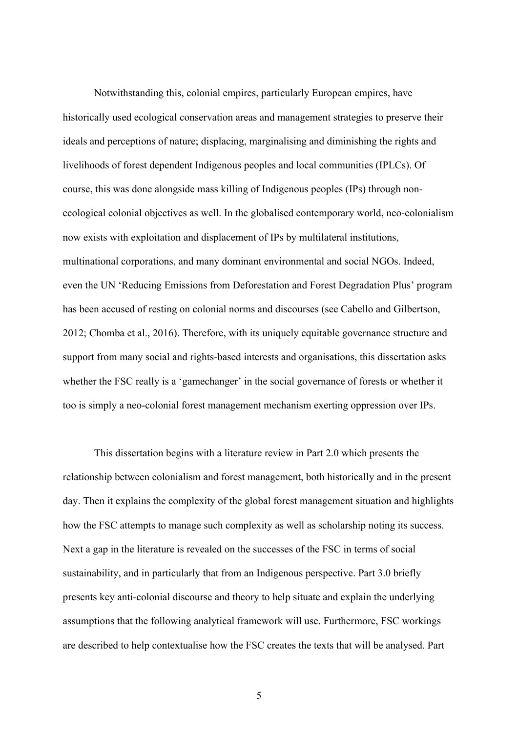Notwithstanding this, colonial empires, particularly European empires, have historically used ecological conservation areas and management strategies to preserve their ideals and perceptions of nature; displacing, marginalising and diminishing the rights and livelihoods of forest dependent Indigenous peoples and local communities (IPLCs). Of course, this was done alongside mass killing of Indigenous peoples (IPs) through non-ecological colonial objectives as well. In the globalised contemporary world, neo-colonialism now exists with exploitation and displacement of IPs by multilateral institutions, multinational corporations, and many dominant environmental and social NGOs. Indeed, even the UN 'Reducing Emissions from Deforestation and Forest Degradation Plus' program has been accused of resting on colonial norms and discourses (see Cabello and Gilbertson, 2012; Chomba et al., 2016). Therefore, with its uniquely equitable governance structure and support from many social and rights-based interests and organisations, this dissertation asks whether the FSC really is a 'gamechanger' in the social governance of forests or whether it too is simply a neo-colonial forest management mechanism exerting oppression over IPs.

This dissertation begins with a literature review in Part 2.0 which presents the relationship between colonialism and forest management, both historically and in the present day. Then it explains the complexity of the global forest management situation and highlights how the FSC attempts to manage such complexity as well as scholarship noting its success. Next a gap in the literature is revealed on the successes of the FSC in terms of social sustainability, and in particularly that from an Indigenous perspective. Part 3.0 briefly presents key anti-colonial discourse and theory to help situate and explain the underlying assumptions that the following analytical framework will use. Furthermore, FSC workings are described to help contextualise how the FSC creates the texts that will be analysed. Part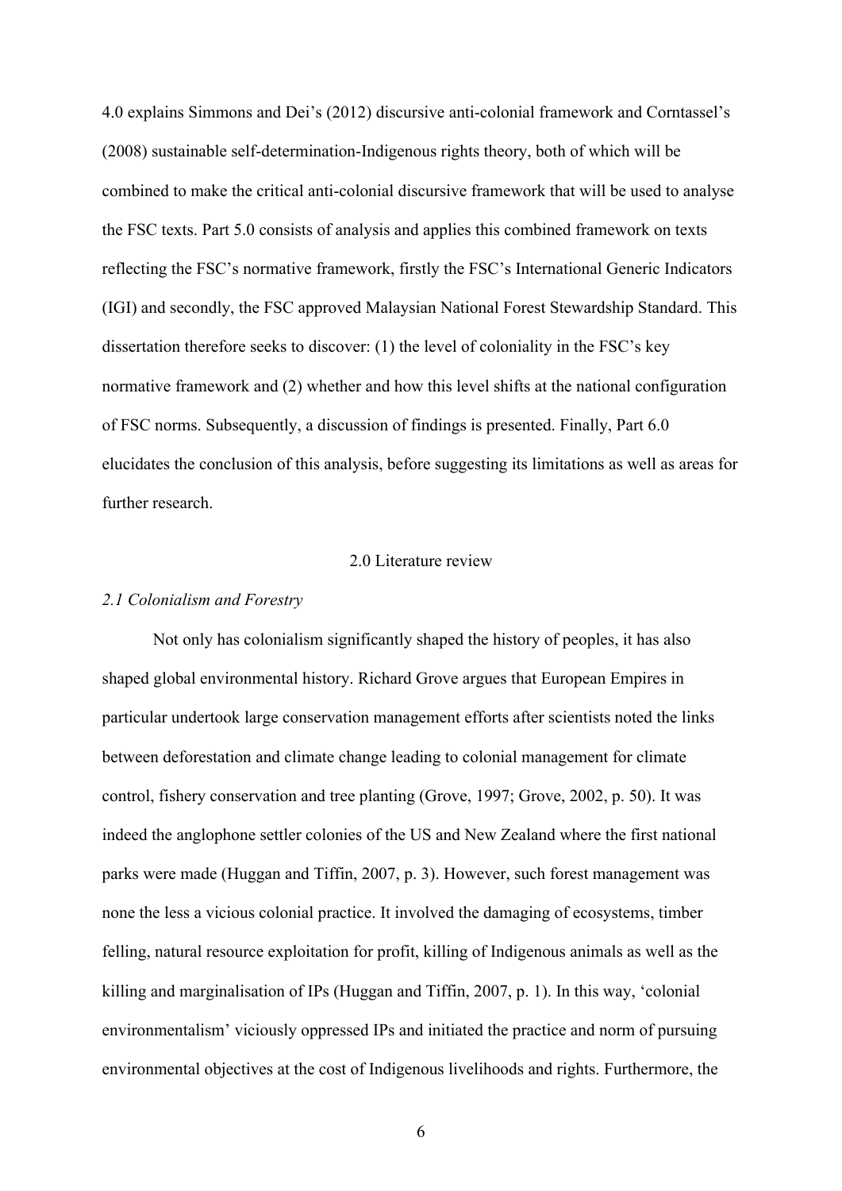4.0 explains Simmons and Dei's (2012) discursive anti-colonial framework and Corntassel's (2008) sustainable self-determination-Indigenous rights theory, both of which will be combined to make the critical anti-colonial discursive framework that will be used to analyse the FSC texts. Part 5.0 consists of analysis and applies this combined framework on texts reflecting the FSC's normative framework, firstly the FSC's International Generic Indicators (IGI) and secondly, the FSC approved Malaysian National Forest Stewardship Standard. This dissertation therefore seeks to discover: (1) the level of coloniality in the FSC's key normative framework and (2) whether and how this level shifts at the national configuration of FSC norms. Subsequently, a discussion of findings is presented. Finally, Part 6.0 elucidates the conclusion of this analysis, before suggesting its limitations as well as areas for further research.

## 2.0 Literature review

### *2.1 Colonialism and Forestry*

Not only has colonialism significantly shaped the history of peoples, it has also shaped global environmental history. Richard Grove argues that European Empires in particular undertook large conservation management efforts after scientists noted the links between deforestation and climate change leading to colonial management for climate control, fishery conservation and tree planting (Grove, 1997; Grove, 2002, p. 50). It was indeed the anglophone settler colonies of the US and New Zealand where the first national parks were made (Huggan and Tiffin, 2007, p. 3). However, such forest management was none the less a vicious colonial practice. It involved the damaging of ecosystems, timber felling, natural resource exploitation for profit, killing of Indigenous animals as well as the killing and marginalisation of IPs (Huggan and Tiffin, 2007, p. 1). In this way, 'colonial environmentalism' viciously oppressed IPs and initiated the practice and norm of pursuing environmental objectives at the cost of Indigenous livelihoods and rights. Furthermore, the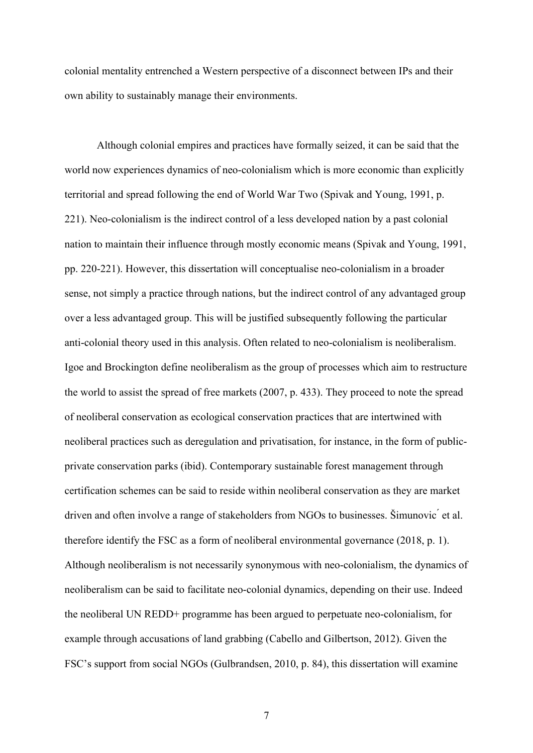colonial mentality entrenched a Western perspective of a disconnect between IPs and their own ability to sustainably manage their environments.

Although colonial empires and practices have formally seized, it can be said that the world now experiences dynamics of neo-colonialism which is more economic than explicitly territorial and spread following the end of World War Two (Spivak and Young, 1991, p. 221). Neo-colonialism is the indirect control of a less developed nation by a past colonial nation to maintain their influence through mostly economic means (Spivak and Young, 1991, pp. 220-221). However, this dissertation will conceptualise neo-colonialism in a broader sense, not simply a practice through nations, but the indirect control of any advantaged group over a less advantaged group. This will be justified subsequently following the particular anti-colonial theory used in this analysis. Often related to neo-colonialism is neoliberalism. Igoe and Brockington define neoliberalism as the group of processes which aim to restructure the world to assist the spread of free markets (2007, p. 433). They proceed to note the spread of neoliberal conservation as ecological conservation practices that are intertwined with neoliberal practices such as deregulation and privatisation, for instance, in the form of public-private conservation parks (ibid). Contemporary sustainable forest management through certification schemes can be said to reside within neoliberal conservation as they are market driven and often involve a range of stakeholders from NGOs to businesses. Šimunović et al. therefore identify the FSC as a form of neoliberal environmental governance (2018, p. 1). Although neoliberalism is not necessarily synonymous with neo-colonialism, the dynamics of neoliberalism can be said to facilitate neo-colonial dynamics, depending on their use. Indeed the neoliberal UN REDD+ programme has been argued to perpetuate neo-colonialism, for example through accusations of land grabbing (Cabello and Gilbertson, 2012). Given the FSC's support from social NGOs (Gulbrandsen, 2010, p. 84), this dissertation will examine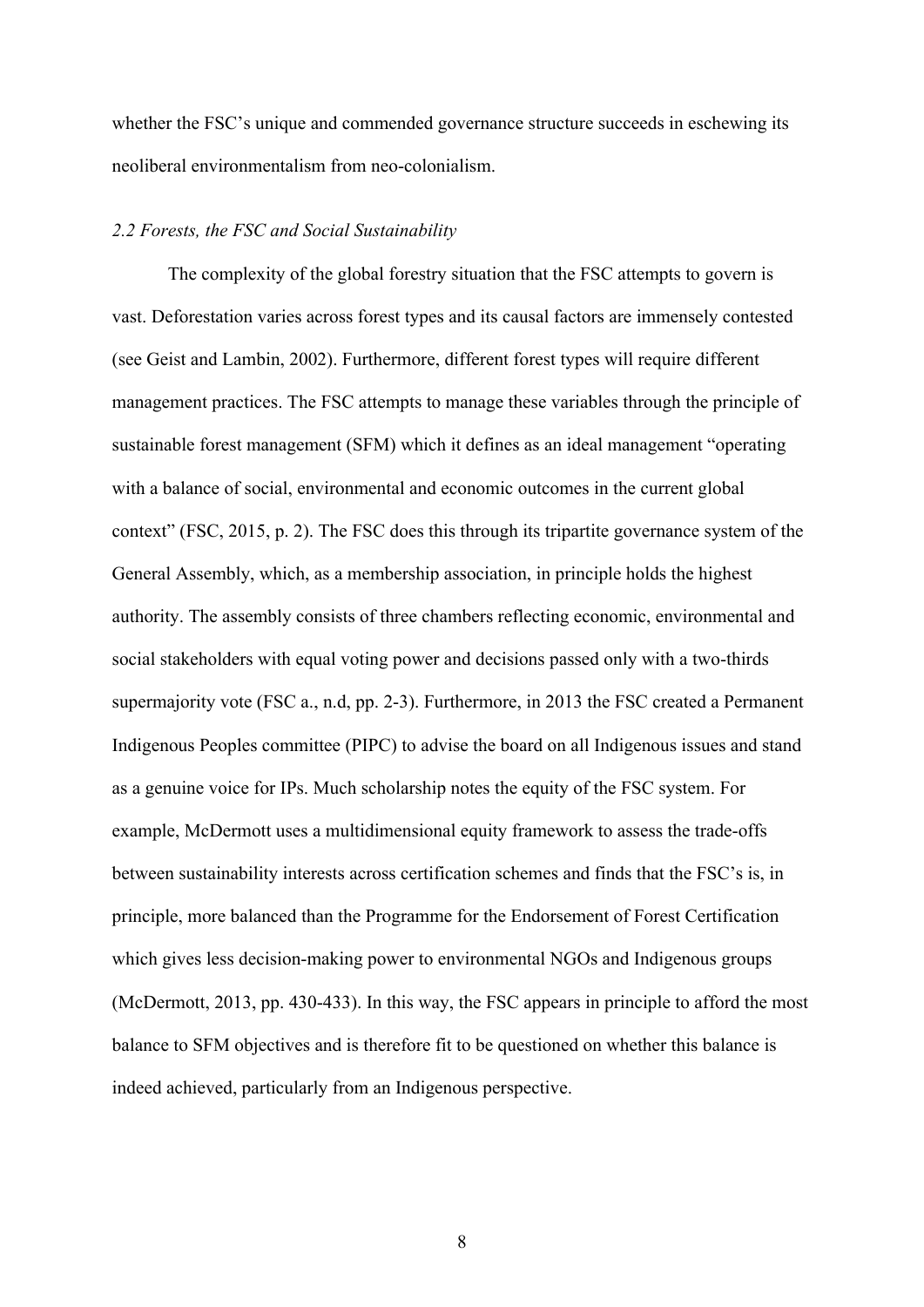whether the FSC's unique and commended governance structure succeeds in eschewing its neoliberal environmentalism from neo-colonialism.

### *2.2 Forests, the FSC and Social Sustainability*

The complexity of the global forestry situation that the FSC attempts to govern is vast. Deforestation varies across forest types and its causal factors are immensely contested (see Geist and Lambin, 2002). Furthermore, different forest types will require different management practices. The FSC attempts to manage these variables through the principle of sustainable forest management (SFM) which it defines as an ideal management "operating with a balance of social, environmental and economic outcomes in the current global context" (FSC, 2015, p. 2). The FSC does this through its tripartite governance system of the General Assembly, which, as a membership association, in principle holds the highest authority. The assembly consists of three chambers reflecting economic, environmental and social stakeholders with equal voting power and decisions passed only with a two-thirds supermajority vote (FSC a., n.d, pp. 2-3). Furthermore, in 2013 the FSC created a Permanent Indigenous Peoples committee (PIPC) to advise the board on all Indigenous issues and stand as a genuine voice for IPs. Much scholarship notes the equity of the FSC system. For example, McDermott uses a multidimensional equity framework to assess the trade-offs between sustainability interests across certification schemes and finds that the FSC's is, in principle, more balanced than the Programme for the Endorsement of Forest Certification which gives less decision-making power to environmental NGOs and Indigenous groups (McDermott, 2013, pp. 430-433). In this way, the FSC appears in principle to afford the most balance to SFM objectives and is therefore fit to be questioned on whether this balance is indeed achieved, particularly from an Indigenous perspective.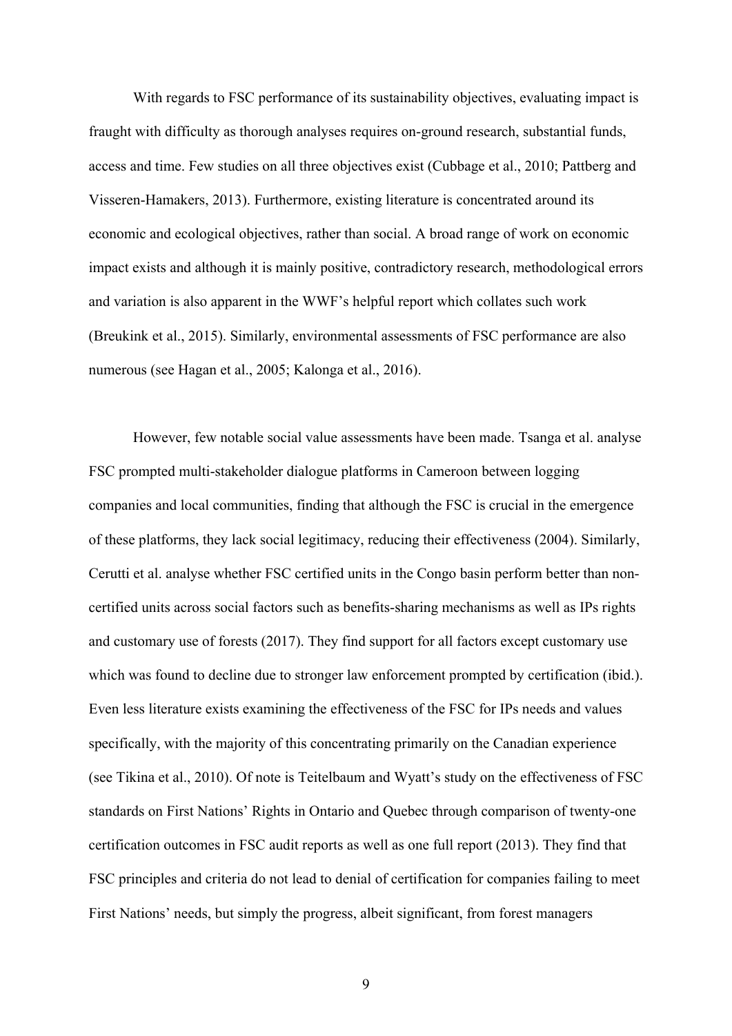With regards to FSC performance of its sustainability objectives, evaluating impact is fraught with difficulty as thorough analyses requires on-ground research, substantial funds, access and time. Few studies on all three objectives exist (Cubbage et al., 2010; Pattberg and Visseren-Hamakers, 2013). Furthermore, existing literature is concentrated around its economic and ecological objectives, rather than social. A broad range of work on economic impact exists and although it is mainly positive, contradictory research, methodological errors and variation is also apparent in the WWF's helpful report which collates such work (Breukink et al., 2015). Similarly, environmental assessments of FSC performance are also numerous (see Hagan et al., 2005; Kalonga et al., 2016).

However, few notable social value assessments have been made. Tsanga et al. analyse FSC prompted multi-stakeholder dialogue platforms in Cameroon between logging companies and local communities, finding that although the FSC is crucial in the emergence of these platforms, they lack social legitimacy, reducing their effectiveness (2004). Similarly, Cerutti et al. analyse whether FSC certified units in the Congo basin perform better than non-certified units across social factors such as benefits-sharing mechanisms as well as IPs rights and customary use of forests (2017). They find support for all factors except customary use which was found to decline due to stronger law enforcement prompted by certification (ibid.). Even less literature exists examining the effectiveness of the FSC for IPs needs and values specifically, with the majority of this concentrating primarily on the Canadian experience (see Tikina et al., 2010). Of note is Teitelbaum and Wyatt's study on the effectiveness of FSC standards on First Nations' Rights in Ontario and Quebec through comparison of twenty-one certification outcomes in FSC audit reports as well as one full report (2013). They find that FSC principles and criteria do not lead to denial of certification for companies failing to meet First Nations' needs, but simply the progress, albeit significant, from forest managers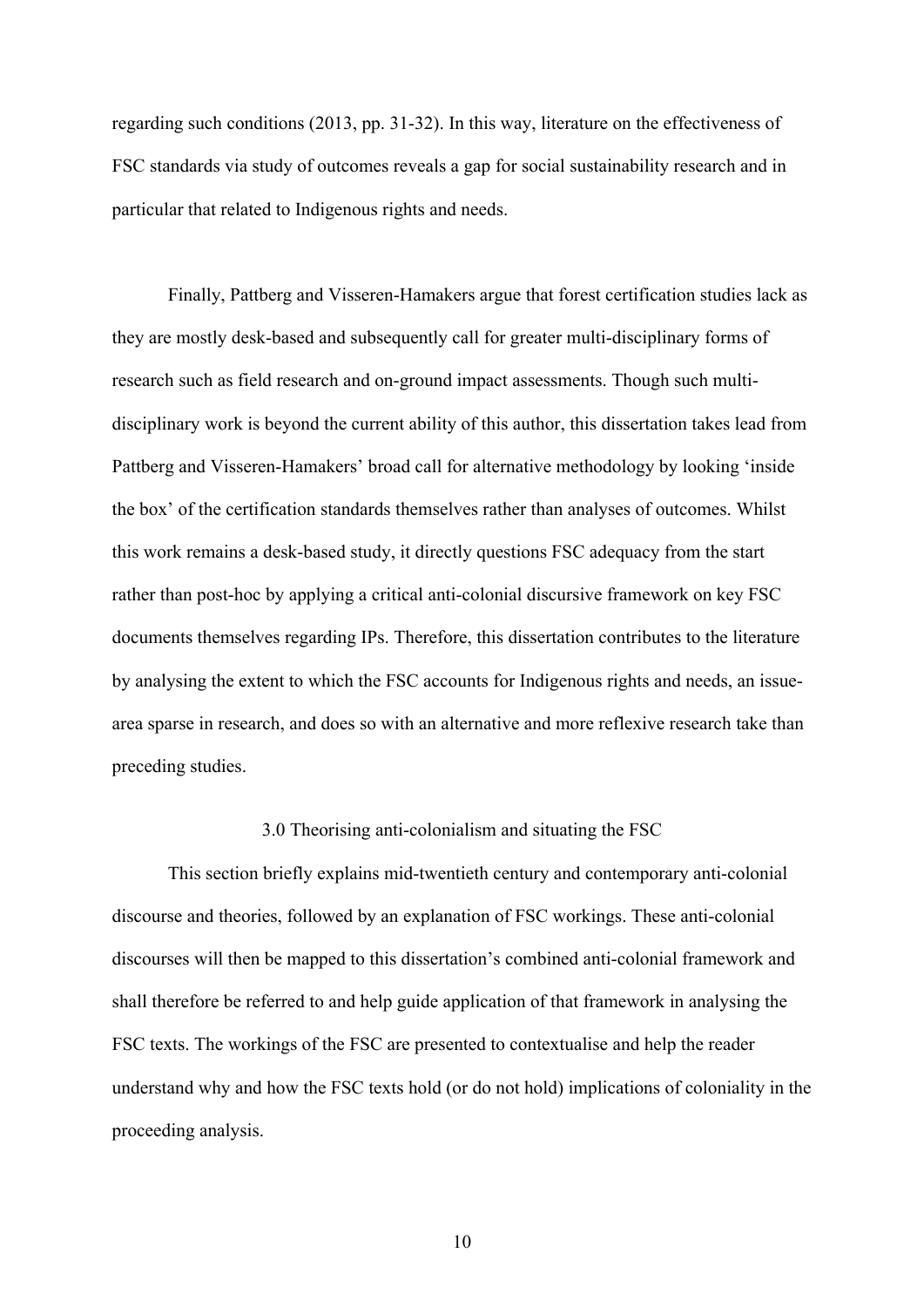regarding such conditions (2013, pp. 31-32). In this way, literature on the effectiveness of FSC standards via study of outcomes reveals a gap for social sustainability research and in particular that related to Indigenous rights and needs.

Finally, Pattberg and Visseren-Hamakers argue that forest certification studies lack as they are mostly desk-based and subsequently call for greater multi-disciplinary forms of research such as field research and on-ground impact assessments. Though such multi-disciplinary work is beyond the current ability of this author, this dissertation takes lead from Pattberg and Visseren-Hamakers' broad call for alternative methodology by looking 'inside the box' of the certification standards themselves rather than analyses of outcomes. Whilst this work remains a desk-based study, it directly questions FSC adequacy from the start rather than post-hoc by applying a critical anti-colonial discursive framework on key FSC documents themselves regarding IPs. Therefore, this dissertation contributes to the literature by analysing the extent to which the FSC accounts for Indigenous rights and needs, an issue-area sparse in research, and does so with an alternative and more reflexive research take than preceding studies.

## 3.0 Theorising anti-colonialism and situating the FSC

This section briefly explains mid-twentieth century and contemporary anti-colonial discourse and theories, followed by an explanation of FSC workings. These anti-colonial discourses will then be mapped to this dissertation's combined anti-colonial framework and shall therefore be referred to and help guide application of that framework in analysing the FSC texts. The workings of the FSC are presented to contextualise and help the reader understand why and how the FSC texts hold (or do not hold) implications of coloniality in the proceeding analysis.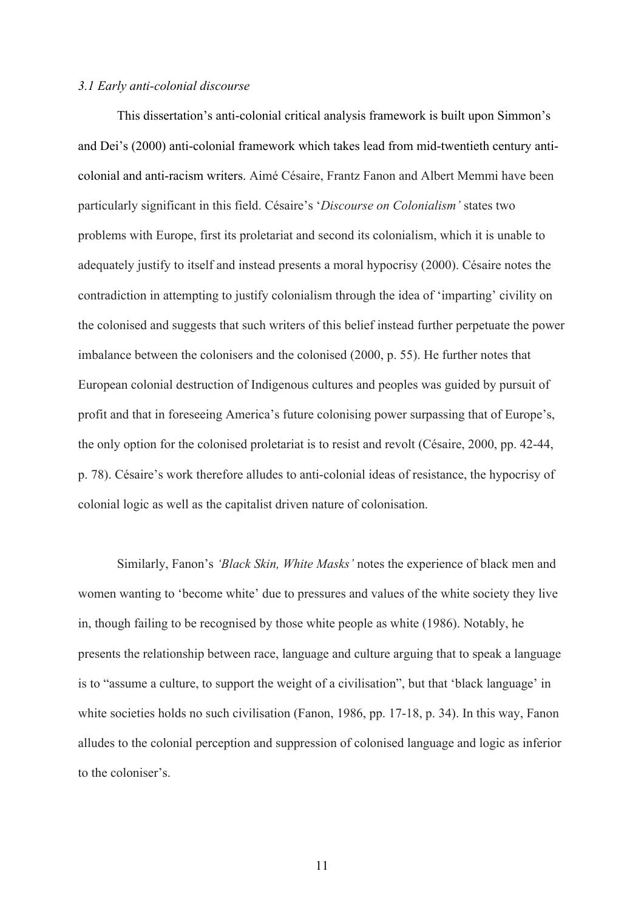### *3.1 Early anti-colonial discourse*

This dissertation's anti-colonial critical analysis framework is built upon Simmon's and Dei's (2000) anti-colonial framework which takes lead from mid-twentieth century anti-colonial and anti-racism writers. Aimé Césaire, Frantz Fanon and Albert Memmi have been particularly significant in this field. Césaire's '*Discourse on Colonialism'* states two problems with Europe, first its proletariat and second its colonialism, which it is unable to adequately justify to itself and instead presents a moral hypocrisy (2000). Césaire notes the contradiction in attempting to justify colonialism through the idea of 'imparting' civility on the colonised and suggests that such writers of this belief instead further perpetuate the power imbalance between the colonisers and the colonised (2000, p. 55). He further notes that European colonial destruction of Indigenous cultures and peoples was guided by pursuit of profit and that in foreseeing America's future colonising power surpassing that of Europe's, the only option for the colonised proletariat is to resist and revolt (Césaire, 2000, pp. 42-44, p. 78). Césaire's work therefore alludes to anti-colonial ideas of resistance, the hypocrisy of colonial logic as well as the capitalist driven nature of colonisation.

Similarly, Fanon's *'Black Skin, White Masks'* notes the experience of black men and women wanting to 'become white' due to pressures and values of the white society they live in, though failing to be recognised by those white people as white (1986). Notably, he presents the relationship between race, language and culture arguing that to speak a language is to "assume a culture, to support the weight of a civilisation", but that 'black language' in white societies holds no such civilisation (Fanon, 1986, pp. 17-18, p. 34). In this way, Fanon alludes to the colonial perception and suppression of colonised language and logic as inferior to the coloniser's.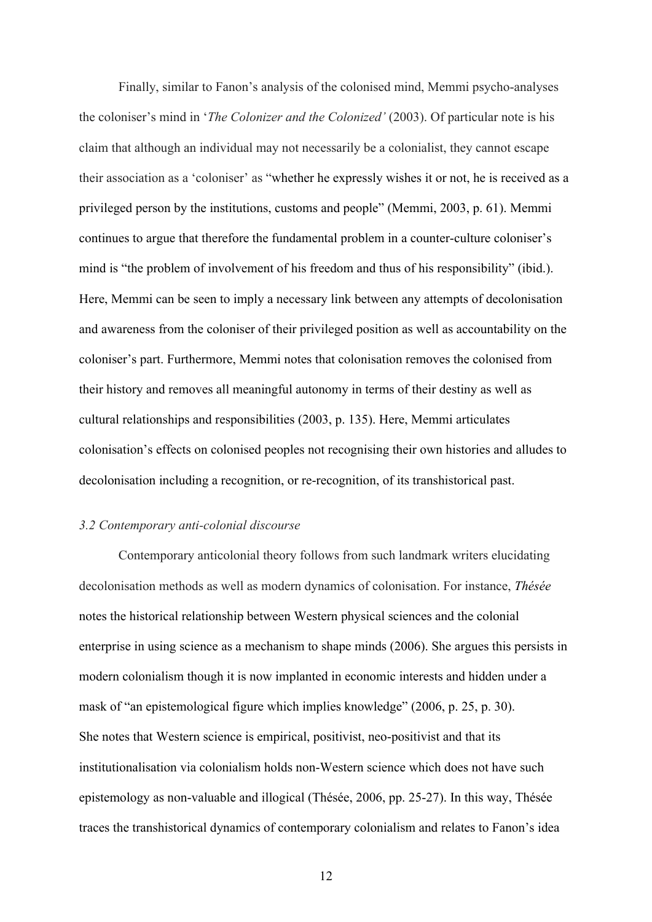Finally, similar to Fanon's analysis of the colonised mind, Memmi psycho-analyses the coloniser's mind in '*The Colonizer and the Colonized'* (2003). Of particular note is his claim that although an individual may not necessarily be a colonialist, they cannot escape their association as a 'coloniser' as "whether he expressly wishes it or not, he is received as a privileged person by the institutions, customs and people" (Memmi, 2003, p. 61). Memmi continues to argue that therefore the fundamental problem in a counter-culture coloniser's mind is "the problem of involvement of his freedom and thus of his responsibility" (ibid.). Here, Memmi can be seen to imply a necessary link between any attempts of decolonisation and awareness from the coloniser of their privileged position as well as accountability on the coloniser's part. Furthermore, Memmi notes that colonisation removes the colonised from their history and removes all meaningful autonomy in terms of their destiny as well as cultural relationships and responsibilities (2003, p. 135). Here, Memmi articulates colonisation's effects on colonised peoples not recognising their own histories and alludes to decolonisation including a recognition, or re-recognition, of its transhistorical past.

### *3.2 Contemporary anti-colonial discourse*

Contemporary anticolonial theory follows from such landmark writers elucidating decolonisation methods as well as modern dynamics of colonisation. For instance, *Thésée* notes the historical relationship between Western physical sciences and the colonial enterprise in using science as a mechanism to shape minds (2006). She argues this persists in modern colonialism though it is now implanted in economic interests and hidden under a mask of "an epistemological figure which implies knowledge" (2006, p. 25, p. 30). She notes that Western science is empirical, positivist, neo-positivist and that its institutionalisation via colonialism holds non-Western science which does not have such epistemology as non-valuable and illogical (Thésée, 2006, pp. 25-27). In this way, Thésée traces the transhistorical dynamics of contemporary colonialism and relates to Fanon's idea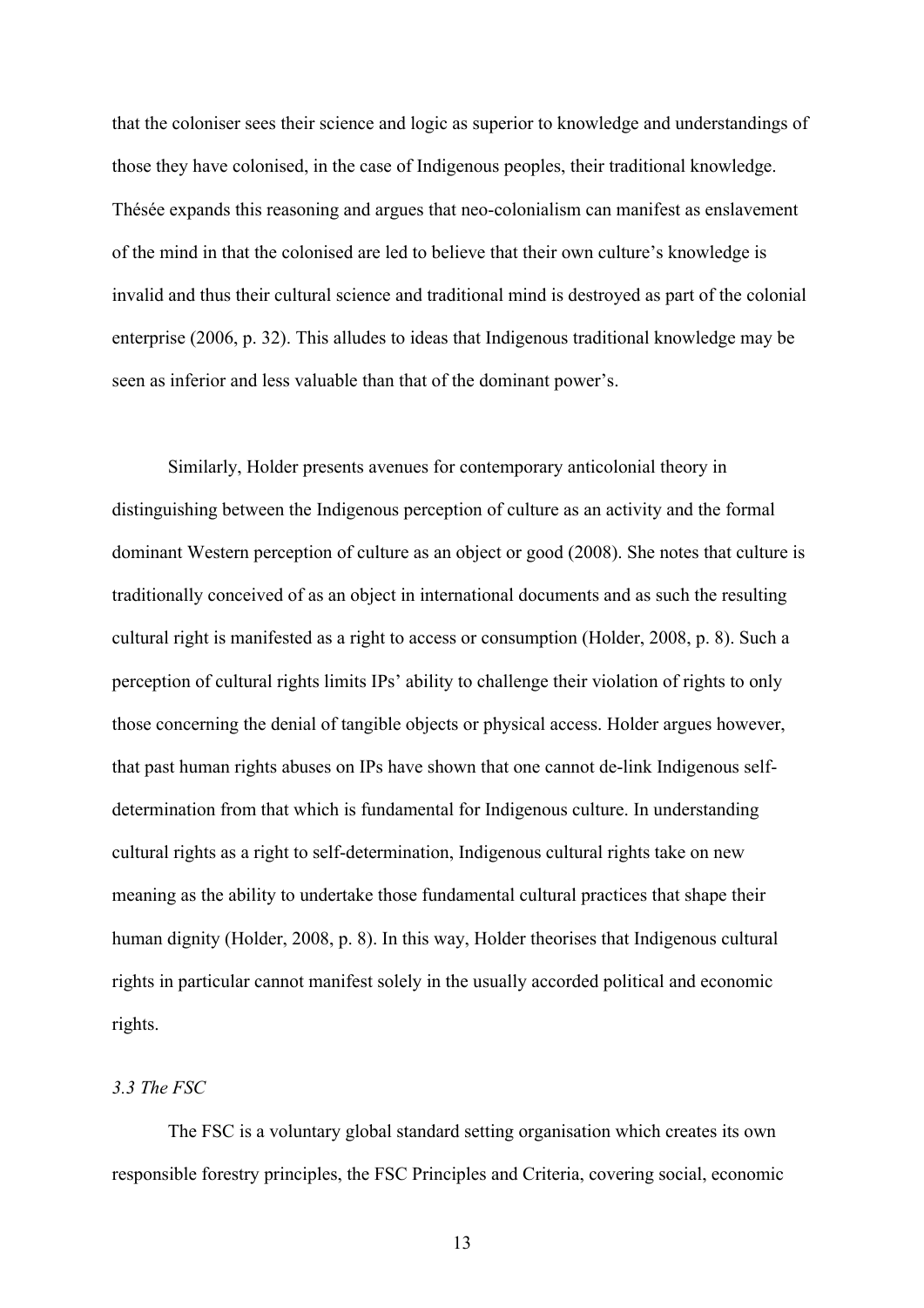that the coloniser sees their science and logic as superior to knowledge and understandings of those they have colonised, in the case of Indigenous peoples, their traditional knowledge. Thésée expands this reasoning and argues that neo-colonialism can manifest as enslavement of the mind in that the colonised are led to believe that their own culture's knowledge is invalid and thus their cultural science and traditional mind is destroyed as part of the colonial enterprise (2006, p. 32). This alludes to ideas that Indigenous traditional knowledge may be seen as inferior and less valuable than that of the dominant power's.

Similarly, Holder presents avenues for contemporary anticolonial theory in distinguishing between the Indigenous perception of culture as an activity and the formal dominant Western perception of culture as an object or good (2008). She notes that culture is traditionally conceived of as an object in international documents and as such the resulting cultural right is manifested as a right to access or consumption (Holder, 2008, p. 8). Such a perception of cultural rights limits IPs' ability to challenge their violation of rights to only those concerning the denial of tangible objects or physical access. Holder argues however, that past human rights abuses on IPs have shown that one cannot de-link Indigenous self-determination from that which is fundamental for Indigenous culture. In understanding cultural rights as a right to self-determination, Indigenous cultural rights take on new meaning as the ability to undertake those fundamental cultural practices that shape their human dignity (Holder, 2008, p. 8). In this way, Holder theorises that Indigenous cultural rights in particular cannot manifest solely in the usually accorded political and economic rights.

### *3.3 The FSC*

The FSC is a voluntary global standard setting organisation which creates its own responsible forestry principles, the FSC Principles and Criteria, covering social, economic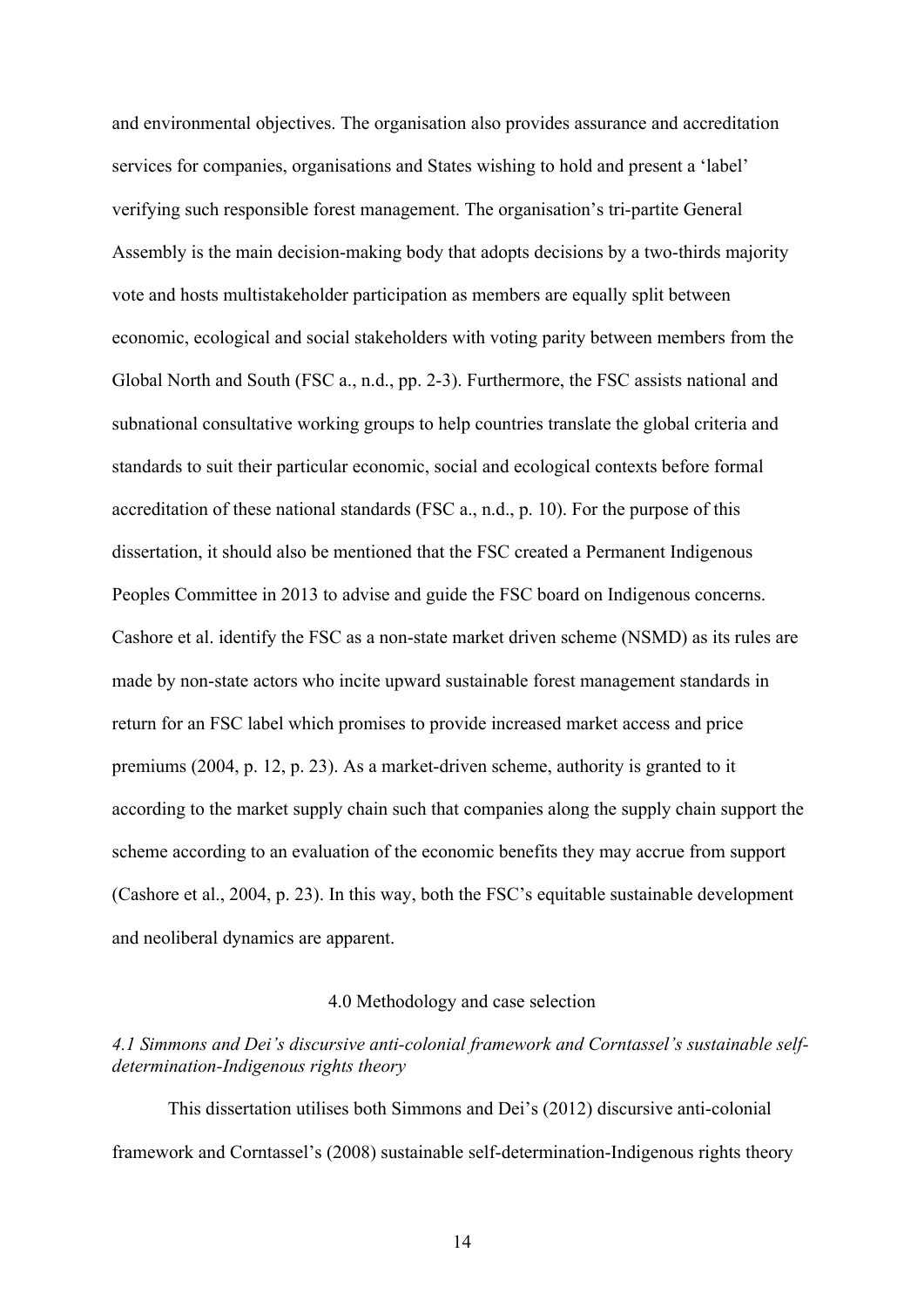and environmental objectives. The organisation also provides assurance and accreditation services for companies, organisations and States wishing to hold and present a 'label' verifying such responsible forest management. The organisation's tri-partite General Assembly is the main decision-making body that adopts decisions by a two-thirds majority vote and hosts multistakeholder participation as members are equally split between economic, ecological and social stakeholders with voting parity between members from the Global North and South (FSC a., n.d., pp. 2-3). Furthermore, the FSC assists national and subnational consultative working groups to help countries translate the global criteria and standards to suit their particular economic, social and ecological contexts before formal accreditation of these national standards (FSC a., n.d., p. 10). For the purpose of this dissertation, it should also be mentioned that the FSC created a Permanent Indigenous Peoples Committee in 2013 to advise and guide the FSC board on Indigenous concerns. Cashore et al. identify the FSC as a non-state market driven scheme (NSMD) as its rules are made by non-state actors who incite upward sustainable forest management standards in return for an FSC label which promises to provide increased market access and price premiums (2004, p. 12, p. 23). As a market-driven scheme, authority is granted to it according to the market supply chain such that companies along the supply chain support the scheme according to an evaluation of the economic benefits they may accrue from support (Cashore et al., 2004, p. 23). In this way, both the FSC's equitable sustainable development and neoliberal dynamics are apparent.

## 4.0 Methodology and case selection

### *4.1 Simmons and Dei's discursive anti-colonial framework and Corntassel's sustainable self-determination-Indigenous rights theory*

This dissertation utilises both Simmons and Dei's (2012) discursive anti-colonial framework and Corntassel's (2008) sustainable self-determination-Indigenous rights theory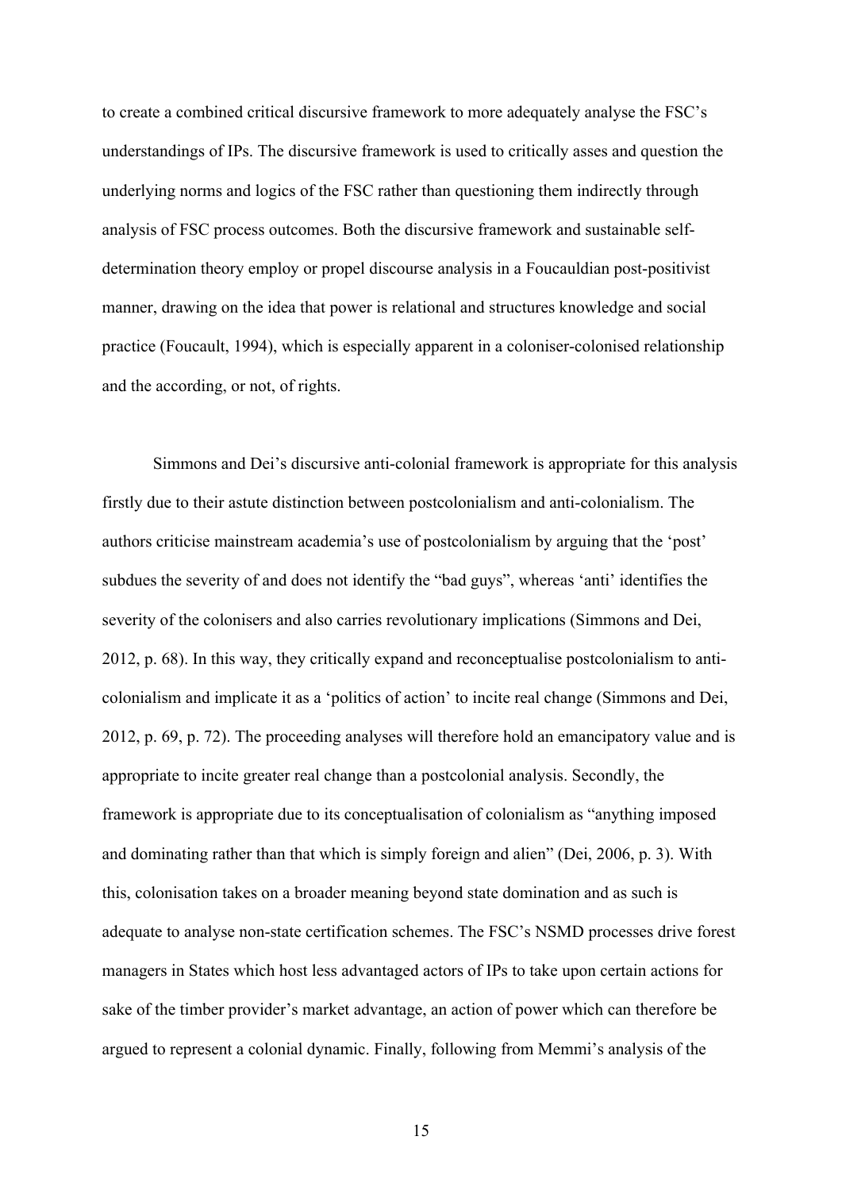to create a combined critical discursive framework to more adequately analyse the FSC's understandings of IPs. The discursive framework is used to critically asses and question the underlying norms and logics of the FSC rather than questioning them indirectly through analysis of FSC process outcomes. Both the discursive framework and sustainable self-determination theory employ or propel discourse analysis in a Foucauldian post-positivist manner, drawing on the idea that power is relational and structures knowledge and social practice (Foucault, 1994), which is especially apparent in a coloniser-colonised relationship and the according, or not, of rights.

Simmons and Dei's discursive anti-colonial framework is appropriate for this analysis firstly due to their astute distinction between postcolonialism and anti-colonialism. The authors criticise mainstream academia's use of postcolonialism by arguing that the 'post' subdues the severity of and does not identify the "bad guys", whereas 'anti' identifies the severity of the colonisers and also carries revolutionary implications (Simmons and Dei, 2012, p. 68). In this way, they critically expand and reconceptualise postcolonialism to anti-colonialism and implicate it as a 'politics of action' to incite real change (Simmons and Dei, 2012, p. 69, p. 72). The proceeding analyses will therefore hold an emancipatory value and is appropriate to incite greater real change than a postcolonial analysis. Secondly, the framework is appropriate due to its conceptualisation of colonialism as "anything imposed and dominating rather than that which is simply foreign and alien" (Dei, 2006, p. 3). With this, colonisation takes on a broader meaning beyond state domination and as such is adequate to analyse non-state certification schemes. The FSC's NSMD processes drive forest managers in States which host less advantaged actors of IPs to take upon certain actions for sake of the timber provider's market advantage, an action of power which can therefore be argued to represent a colonial dynamic. Finally, following from Memmi's analysis of the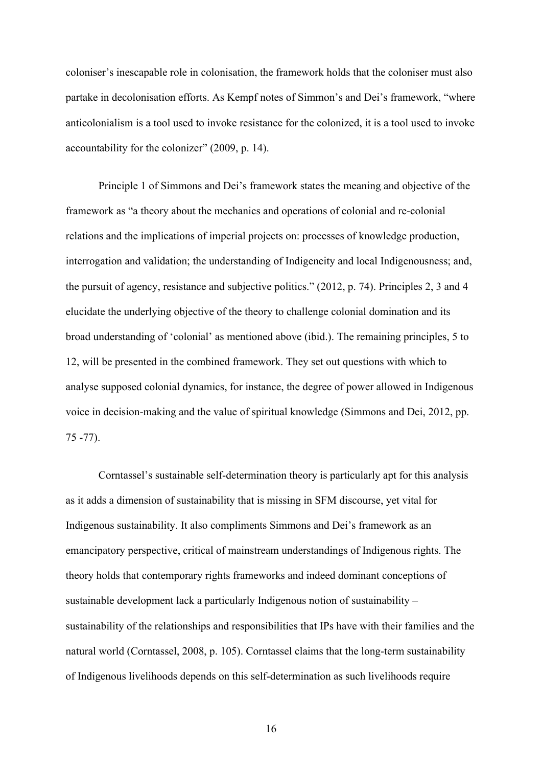coloniser's inescapable role in colonisation, the framework holds that the coloniser must also partake in decolonisation efforts. As Kempf notes of Simmon's and Dei's framework, "where anticolonialism is a tool used to invoke resistance for the colonized, it is a tool used to invoke accountability for the colonizer" (2009, p. 14).

Principle 1 of Simmons and Dei's framework states the meaning and objective of the framework as "a theory about the mechanics and operations of colonial and re-colonial relations and the implications of imperial projects on: processes of knowledge production, interrogation and validation; the understanding of Indigeneity and local Indigenousness; and, the pursuit of agency, resistance and subjective politics." (2012, p. 74). Principles 2, 3 and 4 elucidate the underlying objective of the theory to challenge colonial domination and its broad understanding of 'colonial' as mentioned above (ibid.). The remaining principles, 5 to 12, will be presented in the combined framework. They set out questions with which to analyse supposed colonial dynamics, for instance, the degree of power allowed in Indigenous voice in decision-making and the value of spiritual knowledge (Simmons and Dei, 2012, pp. 75 -77).

Corntassel's sustainable self-determination theory is particularly apt for this analysis as it adds a dimension of sustainability that is missing in SFM discourse, yet vital for Indigenous sustainability. It also compliments Simmons and Dei's framework as an emancipatory perspective, critical of mainstream understandings of Indigenous rights. The theory holds that contemporary rights frameworks and indeed dominant conceptions of sustainable development lack a particularly Indigenous notion of sustainability – sustainability of the relationships and responsibilities that IPs have with their families and the natural world (Corntassel, 2008, p. 105). Corntassel claims that the long-term sustainability of Indigenous livelihoods depends on this self-determination as such livelihoods require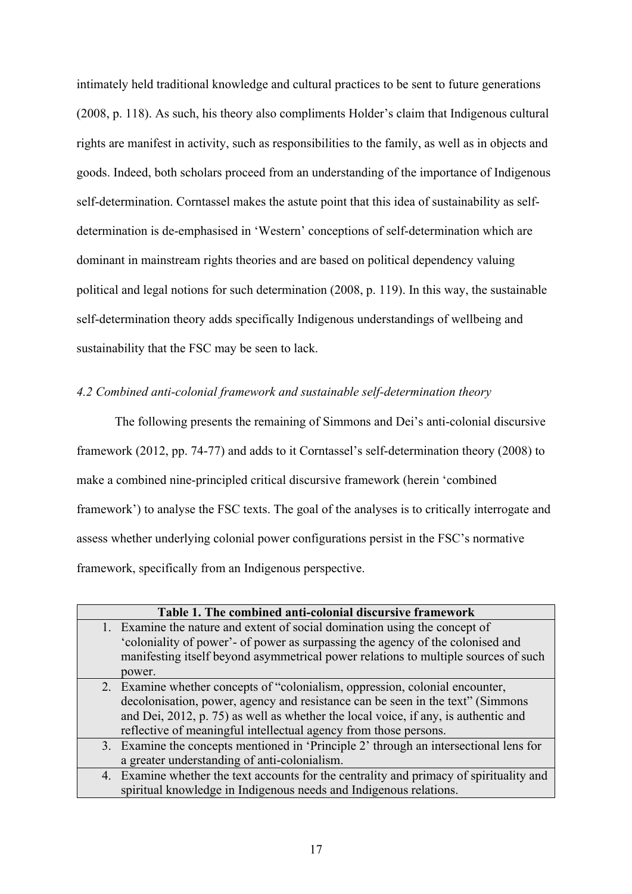intimately held traditional knowledge and cultural practices to be sent to future generations (2008, p. 118). As such, his theory also compliments Holder's claim that Indigenous cultural rights are manifest in activity, such as responsibilities to the family, as well as in objects and goods. Indeed, both scholars proceed from an understanding of the importance of Indigenous self-determination. Corntassel makes the astute point that this idea of sustainability as self-determination is de-emphasised in 'Western' conceptions of self-determination which are dominant in mainstream rights theories and are based on political dependency valuing political and legal notions for such determination (2008, p. 119). In this way, the sustainable self-determination theory adds specifically Indigenous understandings of wellbeing and sustainability that the FSC may be seen to lack.

### *4.2 Combined anti-colonial framework and sustainable self-determination theory*

The following presents the remaining of Simmons and Dei's anti-colonial discursive framework (2012, pp. 74-77) and adds to it Corntassel's self-determination theory (2008) to make a combined nine-principled critical discursive framework (herein 'combined framework') to analyse the FSC texts. The goal of the analyses is to critically interrogate and assess whether underlying colonial power configurations persist in the FSC's normative framework, specifically from an Indigenous perspective.

| **Table 1. The combined anti-colonial discursive framework** |
|---|
| 1. Examine the nature and extent of social domination using the concept of 'coloniality of power'- of power as surpassing the agency of the colonised and manifesting itself beyond asymmetrical power relations to multiple sources of such power. |
| 2. Examine whether concepts of "colonialism, oppression, colonial encounter, decolonisation, power, agency and resistance can be seen in the text" (Simmons and Dei, 2012, p. 75) as well as whether the local voice, if any, is authentic and reflective of meaningful intellectual agency from those persons. |
| 3. Examine the concepts mentioned in 'Principle 2' through an intersectional lens for a greater understanding of anti-colonialism. |
| 4. Examine whether the text accounts for the centrality and primacy of spirituality and spiritual knowledge in Indigenous needs and Indigenous relations. |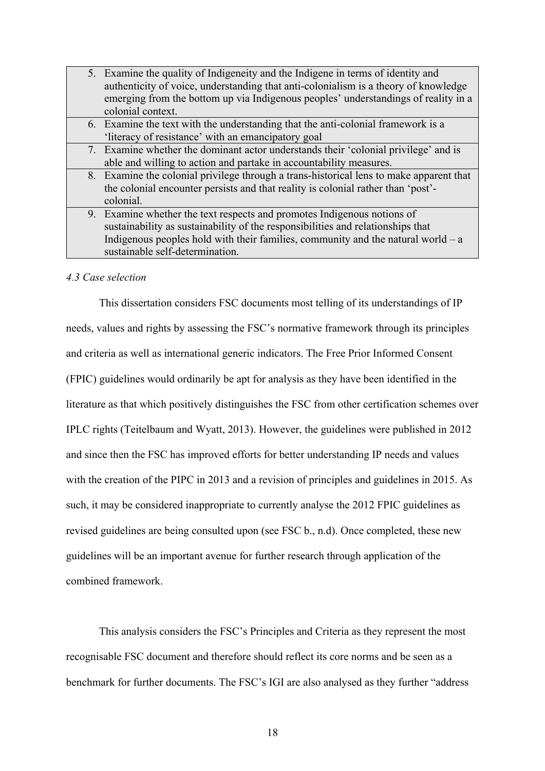| |
|---|
| 5. Examine the quality of Indigeneity and the Indigene in terms of identity and authenticity of voice, understanding that anti-colonialism is a theory of knowledge emerging from the bottom up via Indigenous peoples' understandings of reality in a colonial context. |
| 6. Examine the text with the understanding that the anti-colonial framework is a 'literacy of resistance' with an emancipatory goal |
| 7. Examine whether the dominant actor understands their 'colonial privilege' and is able and willing to action and partake in accountability measures. |
| 8. Examine the colonial privilege through a trans-historical lens to make apparent that the colonial encounter persists and that reality is colonial rather than 'post'-colonial. |
| 9. Examine whether the text respects and promotes Indigenous notions of sustainability as sustainability of the responsibilities and relationships that Indigenous peoples hold with their families, community and the natural world – a sustainable self-determination. |

*4.3 Case selection*

This dissertation considers FSC documents most telling of its understandings of IP needs, values and rights by assessing the FSC's normative framework through its principles and criteria as well as international generic indicators. The Free Prior Informed Consent (FPIC) guidelines would ordinarily be apt for analysis as they have been identified in the literature as that which positively distinguishes the FSC from other certification schemes over IPLC rights (Teitelbaum and Wyatt, 2013). However, the guidelines were published in 2012 and since then the FSC has improved efforts for better understanding IP needs and values with the creation of the PIPC in 2013 and a revision of principles and guidelines in 2015. As such, it may be considered inappropriate to currently analyse the 2012 FPIC guidelines as revised guidelines are being consulted upon (see FSC b., n.d). Once completed, these new guidelines will be an important avenue for further research through application of the combined framework.

This analysis considers the FSC's Principles and Criteria as they represent the most recognisable FSC document and therefore should reflect its core norms and be seen as a benchmark for further documents. The FSC's IGI are also analysed as they further "address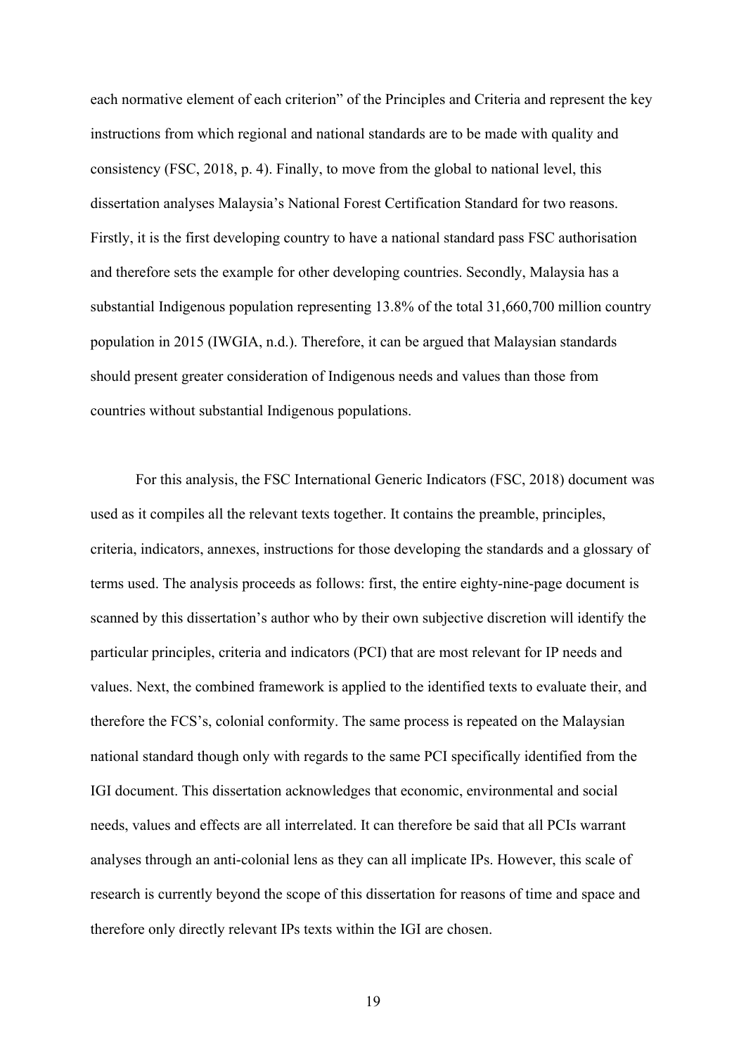each normative element of each criterion" of the Principles and Criteria and represent the key instructions from which regional and national standards are to be made with quality and consistency (FSC, 2018, p. 4). Finally, to move from the global to national level, this dissertation analyses Malaysia's National Forest Certification Standard for two reasons. Firstly, it is the first developing country to have a national standard pass FSC authorisation and therefore sets the example for other developing countries. Secondly, Malaysia has a substantial Indigenous population representing 13.8% of the total 31,660,700 million country population in 2015 (IWGIA, n.d.). Therefore, it can be argued that Malaysian standards should present greater consideration of Indigenous needs and values than those from countries without substantial Indigenous populations.

For this analysis, the FSC International Generic Indicators (FSC, 2018) document was used as it compiles all the relevant texts together. It contains the preamble, principles, criteria, indicators, annexes, instructions for those developing the standards and a glossary of terms used. The analysis proceeds as follows: first, the entire eighty-nine-page document is scanned by this dissertation's author who by their own subjective discretion will identify the particular principles, criteria and indicators (PCI) that are most relevant for IP needs and values. Next, the combined framework is applied to the identified texts to evaluate their, and therefore the FCS's, colonial conformity. The same process is repeated on the Malaysian national standard though only with regards to the same PCI specifically identified from the IGI document. This dissertation acknowledges that economic, environmental and social needs, values and effects are all interrelated. It can therefore be said that all PCIs warrant analyses through an anti-colonial lens as they can all implicate IPs. However, this scale of research is currently beyond the scope of this dissertation for reasons of time and space and therefore only directly relevant IPs texts within the IGI are chosen.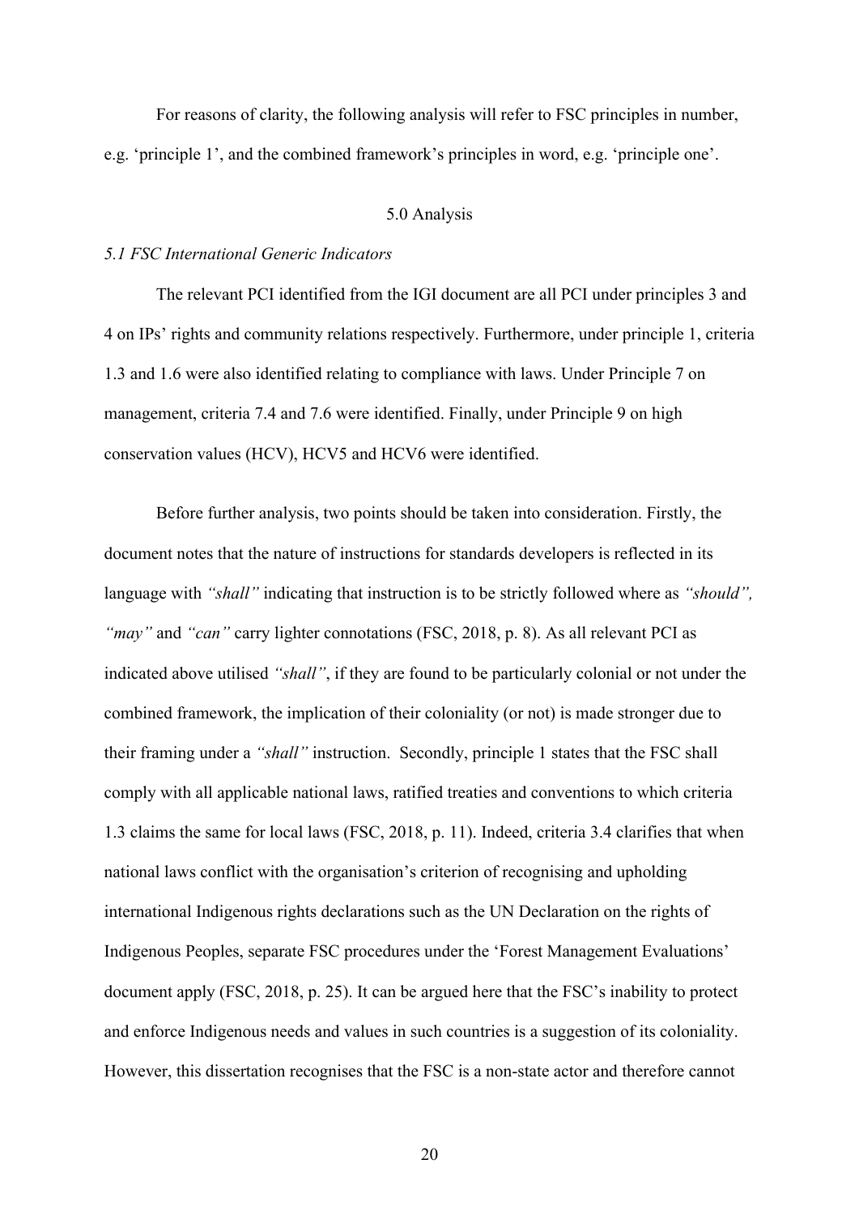For reasons of clarity, the following analysis will refer to FSC principles in number, e.g. 'principle 1', and the combined framework's principles in word, e.g. 'principle one'.

## 5.0 Analysis

### *5.1 FSC International Generic Indicators*

The relevant PCI identified from the IGI document are all PCI under principles 3 and 4 on IPs' rights and community relations respectively. Furthermore, under principle 1, criteria 1.3 and 1.6 were also identified relating to compliance with laws. Under Principle 7 on management, criteria 7.4 and 7.6 were identified. Finally, under Principle 9 on high conservation values (HCV), HCV5 and HCV6 were identified.

Before further analysis, two points should be taken into consideration. Firstly, the document notes that the nature of instructions for standards developers is reflected in its language with *"shall"* indicating that instruction is to be strictly followed where as *"should", "may"* and *"can"* carry lighter connotations (FSC, 2018, p. 8). As all relevant PCI as indicated above utilised *"shall"*, if they are found to be particularly colonial or not under the combined framework, the implication of their coloniality (or not) is made stronger due to their framing under a *"shall"* instruction. Secondly, principle 1 states that the FSC shall comply with all applicable national laws, ratified treaties and conventions to which criteria 1.3 claims the same for local laws (FSC, 2018, p. 11). Indeed, criteria 3.4 clarifies that when national laws conflict with the organisation's criterion of recognising and upholding international Indigenous rights declarations such as the UN Declaration on the rights of Indigenous Peoples, separate FSC procedures under the 'Forest Management Evaluations' document apply (FSC, 2018, p. 25). It can be argued here that the FSC's inability to protect and enforce Indigenous needs and values in such countries is a suggestion of its coloniality. However, this dissertation recognises that the FSC is a non-state actor and therefore cannot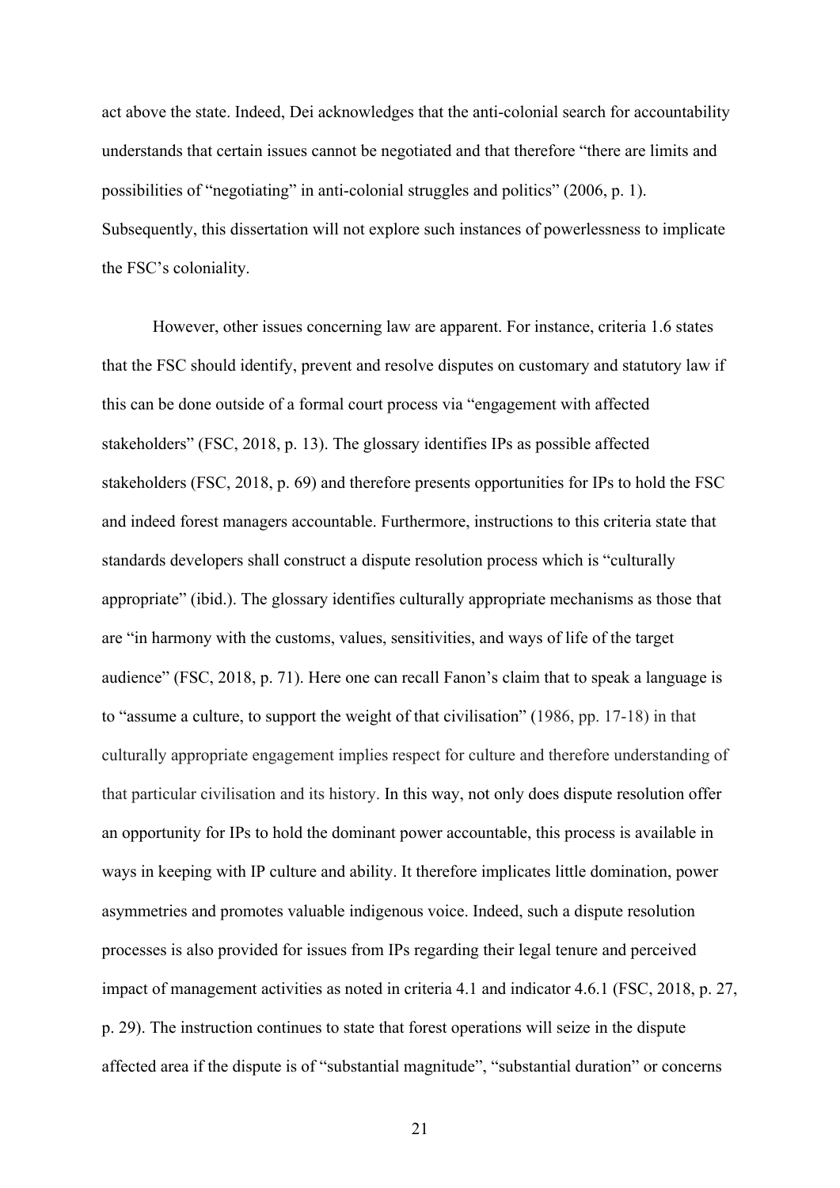act above the state. Indeed, Dei acknowledges that the anti-colonial search for accountability understands that certain issues cannot be negotiated and that therefore "there are limits and possibilities of "negotiating" in anti-colonial struggles and politics" (2006, p. 1). Subsequently, this dissertation will not explore such instances of powerlessness to implicate the FSC's coloniality.

However, other issues concerning law are apparent. For instance, criteria 1.6 states that the FSC should identify, prevent and resolve disputes on customary and statutory law if this can be done outside of a formal court process via "engagement with affected stakeholders" (FSC, 2018, p. 13). The glossary identifies IPs as possible affected stakeholders (FSC, 2018, p. 69) and therefore presents opportunities for IPs to hold the FSC and indeed forest managers accountable. Furthermore, instructions to this criteria state that standards developers shall construct a dispute resolution process which is "culturally appropriate" (ibid.). The glossary identifies culturally appropriate mechanisms as those that are "in harmony with the customs, values, sensitivities, and ways of life of the target audience" (FSC, 2018, p. 71). Here one can recall Fanon's claim that to speak a language is to "assume a culture, to support the weight of that civilisation" (1986, pp. 17-18) in that culturally appropriate engagement implies respect for culture and therefore understanding of that particular civilisation and its history. In this way, not only does dispute resolution offer an opportunity for IPs to hold the dominant power accountable, this process is available in ways in keeping with IP culture and ability. It therefore implicates little domination, power asymmetries and promotes valuable indigenous voice. Indeed, such a dispute resolution processes is also provided for issues from IPs regarding their legal tenure and perceived impact of management activities as noted in criteria 4.1 and indicator 4.6.1 (FSC, 2018, p. 27, p. 29). The instruction continues to state that forest operations will seize in the dispute affected area if the dispute is of "substantial magnitude", "substantial duration" or concerns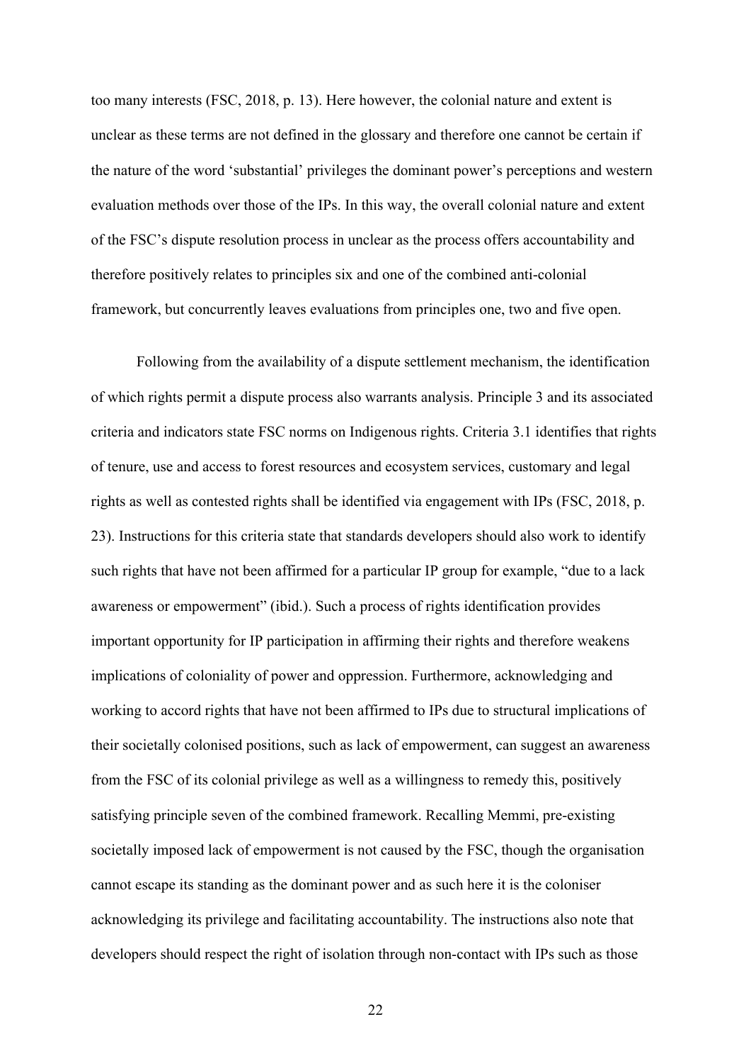too many interests (FSC, 2018, p. 13). Here however, the colonial nature and extent is unclear as these terms are not defined in the glossary and therefore one cannot be certain if the nature of the word 'substantial' privileges the dominant power's perceptions and western evaluation methods over those of the IPs. In this way, the overall colonial nature and extent of the FSC's dispute resolution process in unclear as the process offers accountability and therefore positively relates to principles six and one of the combined anti-colonial framework, but concurrently leaves evaluations from principles one, two and five open.

Following from the availability of a dispute settlement mechanism, the identification of which rights permit a dispute process also warrants analysis. Principle 3 and its associated criteria and indicators state FSC norms on Indigenous rights. Criteria 3.1 identifies that rights of tenure, use and access to forest resources and ecosystem services, customary and legal rights as well as contested rights shall be identified via engagement with IPs (FSC, 2018, p. 23). Instructions for this criteria state that standards developers should also work to identify such rights that have not been affirmed for a particular IP group for example, "due to a lack awareness or empowerment" (ibid.). Such a process of rights identification provides important opportunity for IP participation in affirming their rights and therefore weakens implications of coloniality of power and oppression. Furthermore, acknowledging and working to accord rights that have not been affirmed to IPs due to structural implications of their societally colonised positions, such as lack of empowerment, can suggest an awareness from the FSC of its colonial privilege as well as a willingness to remedy this, positively satisfying principle seven of the combined framework. Recalling Memmi, pre-existing societally imposed lack of empowerment is not caused by the FSC, though the organisation cannot escape its standing as the dominant power and as such here it is the coloniser acknowledging its privilege and facilitating accountability. The instructions also note that developers should respect the right of isolation through non-contact with IPs such as those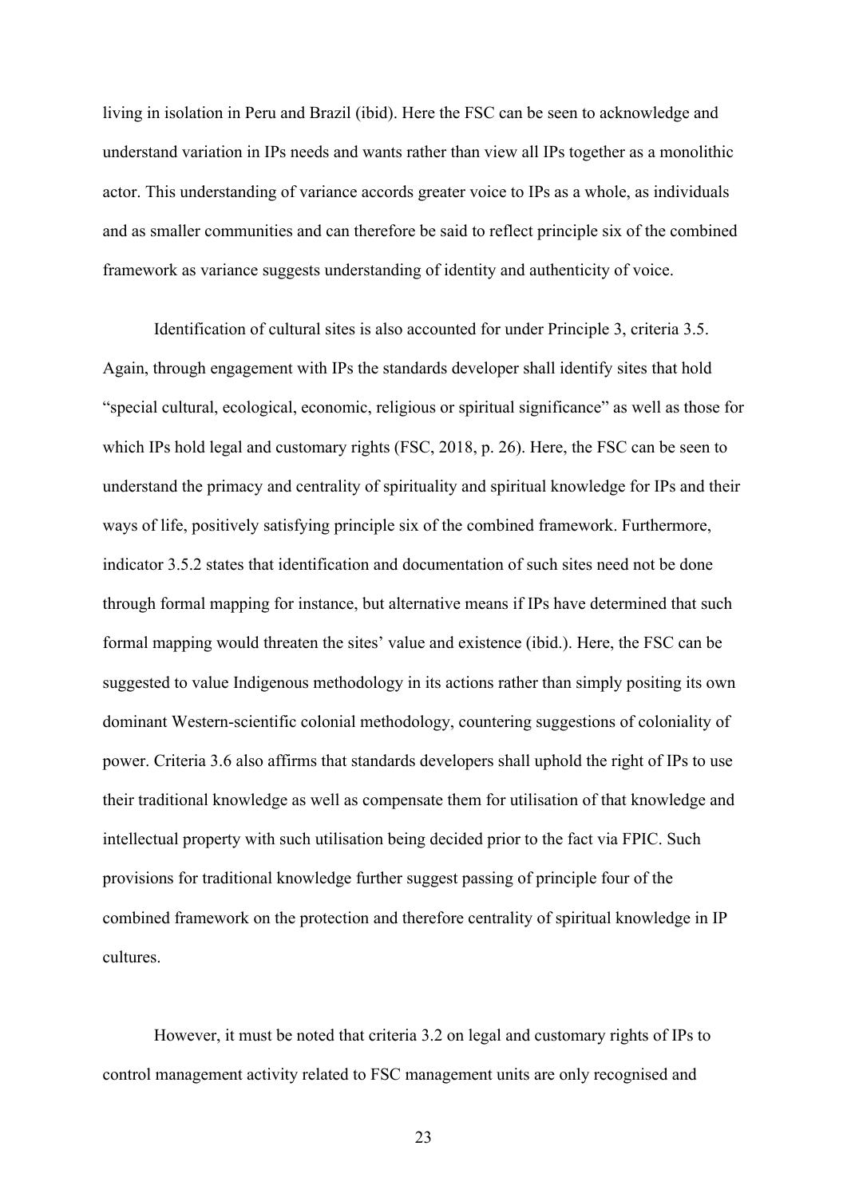living in isolation in Peru and Brazil (ibid). Here the FSC can be seen to acknowledge and understand variation in IPs needs and wants rather than view all IPs together as a monolithic actor. This understanding of variance accords greater voice to IPs as a whole, as individuals and as smaller communities and can therefore be said to reflect principle six of the combined framework as variance suggests understanding of identity and authenticity of voice.

Identification of cultural sites is also accounted for under Principle 3, criteria 3.5. Again, through engagement with IPs the standards developer shall identify sites that hold "special cultural, ecological, economic, religious or spiritual significance" as well as those for which IPs hold legal and customary rights (FSC, 2018, p. 26). Here, the FSC can be seen to understand the primacy and centrality of spirituality and spiritual knowledge for IPs and their ways of life, positively satisfying principle six of the combined framework. Furthermore, indicator 3.5.2 states that identification and documentation of such sites need not be done through formal mapping for instance, but alternative means if IPs have determined that such formal mapping would threaten the sites' value and existence (ibid.). Here, the FSC can be suggested to value Indigenous methodology in its actions rather than simply positing its own dominant Western-scientific colonial methodology, countering suggestions of coloniality of power. Criteria 3.6 also affirms that standards developers shall uphold the right of IPs to use their traditional knowledge as well as compensate them for utilisation of that knowledge and intellectual property with such utilisation being decided prior to the fact via FPIC. Such provisions for traditional knowledge further suggest passing of principle four of the combined framework on the protection and therefore centrality of spiritual knowledge in IP cultures.

However, it must be noted that criteria 3.2 on legal and customary rights of IPs to control management activity related to FSC management units are only recognised and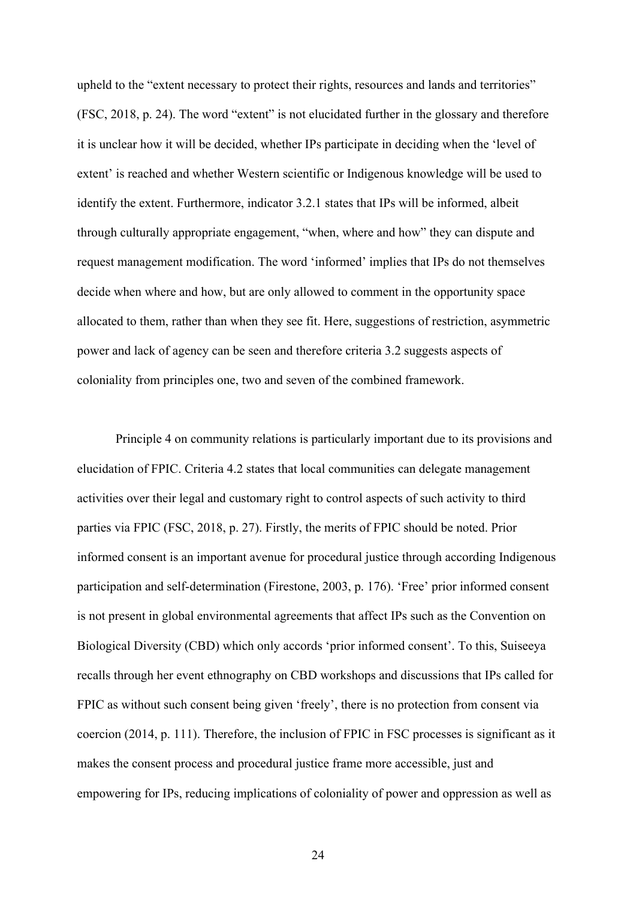upheld to the "extent necessary to protect their rights, resources and lands and territories" (FSC, 2018, p. 24). The word "extent" is not elucidated further in the glossary and therefore it is unclear how it will be decided, whether IPs participate in deciding when the 'level of extent' is reached and whether Western scientific or Indigenous knowledge will be used to identify the extent. Furthermore, indicator 3.2.1 states that IPs will be informed, albeit through culturally appropriate engagement, "when, where and how" they can dispute and request management modification. The word 'informed' implies that IPs do not themselves decide when where and how, but are only allowed to comment in the opportunity space allocated to them, rather than when they see fit. Here, suggestions of restriction, asymmetric power and lack of agency can be seen and therefore criteria 3.2 suggests aspects of coloniality from principles one, two and seven of the combined framework.

Principle 4 on community relations is particularly important due to its provisions and elucidation of FPIC. Criteria 4.2 states that local communities can delegate management activities over their legal and customary right to control aspects of such activity to third parties via FPIC (FSC, 2018, p. 27). Firstly, the merits of FPIC should be noted. Prior informed consent is an important avenue for procedural justice through according Indigenous participation and self-determination (Firestone, 2003, p. 176). 'Free' prior informed consent is not present in global environmental agreements that affect IPs such as the Convention on Biological Diversity (CBD) which only accords 'prior informed consent'. To this, Suiseeya recalls through her event ethnography on CBD workshops and discussions that IPs called for FPIC as without such consent being given 'freely', there is no protection from consent via coercion (2014, p. 111). Therefore, the inclusion of FPIC in FSC processes is significant as it makes the consent process and procedural justice frame more accessible, just and empowering for IPs, reducing implications of coloniality of power and oppression as well as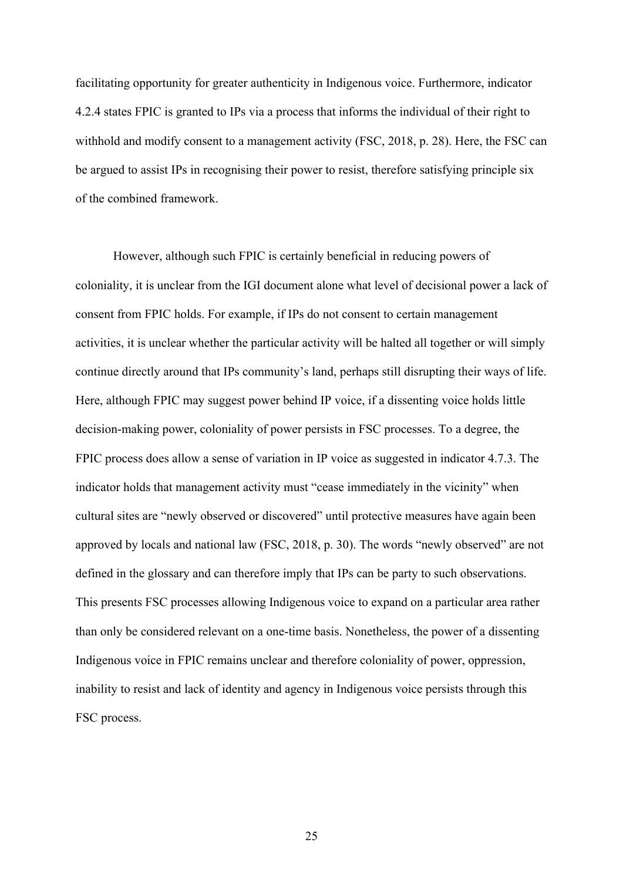facilitating opportunity for greater authenticity in Indigenous voice. Furthermore, indicator 4.2.4 states FPIC is granted to IPs via a process that informs the individual of their right to withhold and modify consent to a management activity (FSC, 2018, p. 28). Here, the FSC can be argued to assist IPs in recognising their power to resist, therefore satisfying principle six of the combined framework.

However, although such FPIC is certainly beneficial in reducing powers of coloniality, it is unclear from the IGI document alone what level of decisional power a lack of consent from FPIC holds. For example, if IPs do not consent to certain management activities, it is unclear whether the particular activity will be halted all together or will simply continue directly around that IPs community's land, perhaps still disrupting their ways of life. Here, although FPIC may suggest power behind IP voice, if a dissenting voice holds little decision-making power, coloniality of power persists in FSC processes. To a degree, the FPIC process does allow a sense of variation in IP voice as suggested in indicator 4.7.3. The indicator holds that management activity must "cease immediately in the vicinity" when cultural sites are "newly observed or discovered" until protective measures have again been approved by locals and national law (FSC, 2018, p. 30). The words "newly observed" are not defined in the glossary and can therefore imply that IPs can be party to such observations. This presents FSC processes allowing Indigenous voice to expand on a particular area rather than only be considered relevant on a one-time basis. Nonetheless, the power of a dissenting Indigenous voice in FPIC remains unclear and therefore coloniality of power, oppression, inability to resist and lack of identity and agency in Indigenous voice persists through this FSC process.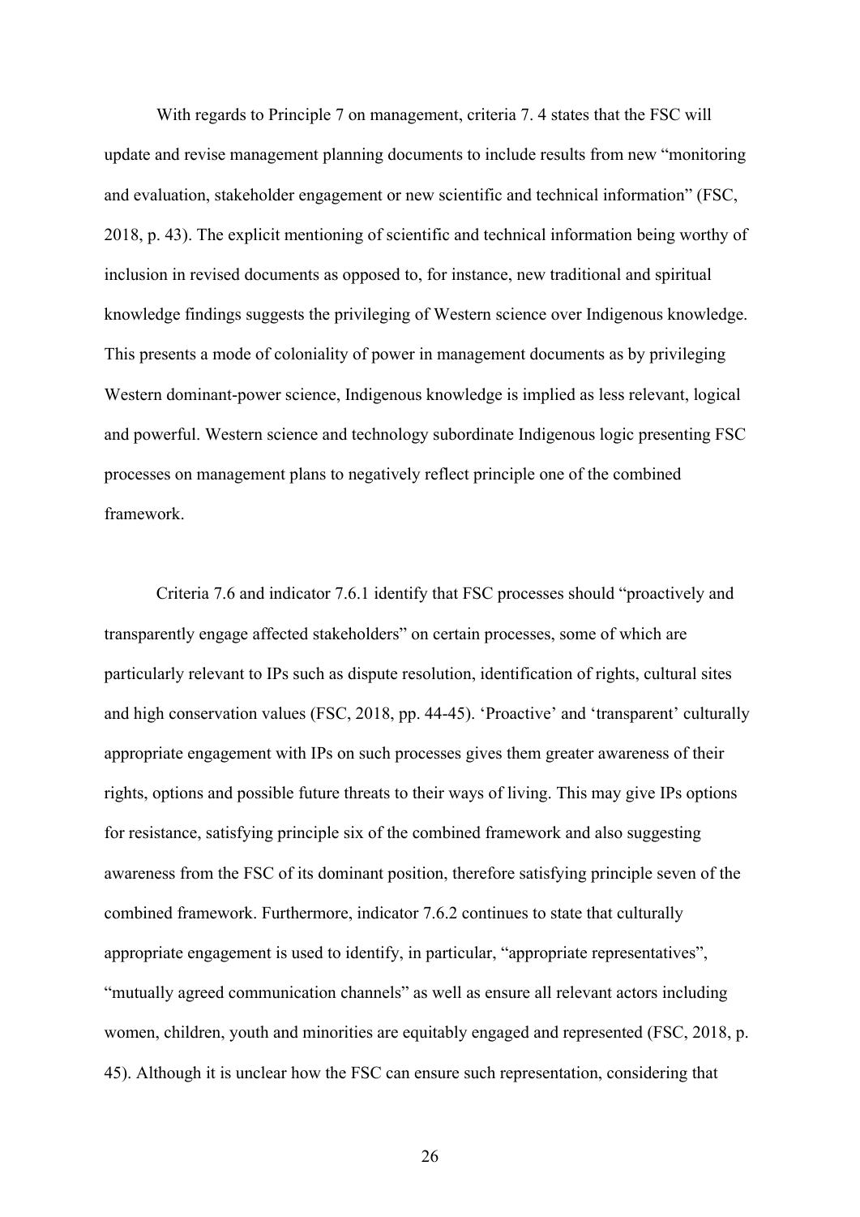With regards to Principle 7 on management, criteria 7. 4 states that the FSC will update and revise management planning documents to include results from new "monitoring and evaluation, stakeholder engagement or new scientific and technical information" (FSC, 2018, p. 43). The explicit mentioning of scientific and technical information being worthy of inclusion in revised documents as opposed to, for instance, new traditional and spiritual knowledge findings suggests the privileging of Western science over Indigenous knowledge. This presents a mode of coloniality of power in management documents as by privileging Western dominant-power science, Indigenous knowledge is implied as less relevant, logical and powerful. Western science and technology subordinate Indigenous logic presenting FSC processes on management plans to negatively reflect principle one of the combined framework.

Criteria 7.6 and indicator 7.6.1 identify that FSC processes should "proactively and transparently engage affected stakeholders" on certain processes, some of which are particularly relevant to IPs such as dispute resolution, identification of rights, cultural sites and high conservation values (FSC, 2018, pp. 44-45). 'Proactive' and 'transparent' culturally appropriate engagement with IPs on such processes gives them greater awareness of their rights, options and possible future threats to their ways of living. This may give IPs options for resistance, satisfying principle six of the combined framework and also suggesting awareness from the FSC of its dominant position, therefore satisfying principle seven of the combined framework. Furthermore, indicator 7.6.2 continues to state that culturally appropriate engagement is used to identify, in particular, "appropriate representatives", "mutually agreed communication channels" as well as ensure all relevant actors including women, children, youth and minorities are equitably engaged and represented (FSC, 2018, p. 45). Although it is unclear how the FSC can ensure such representation, considering that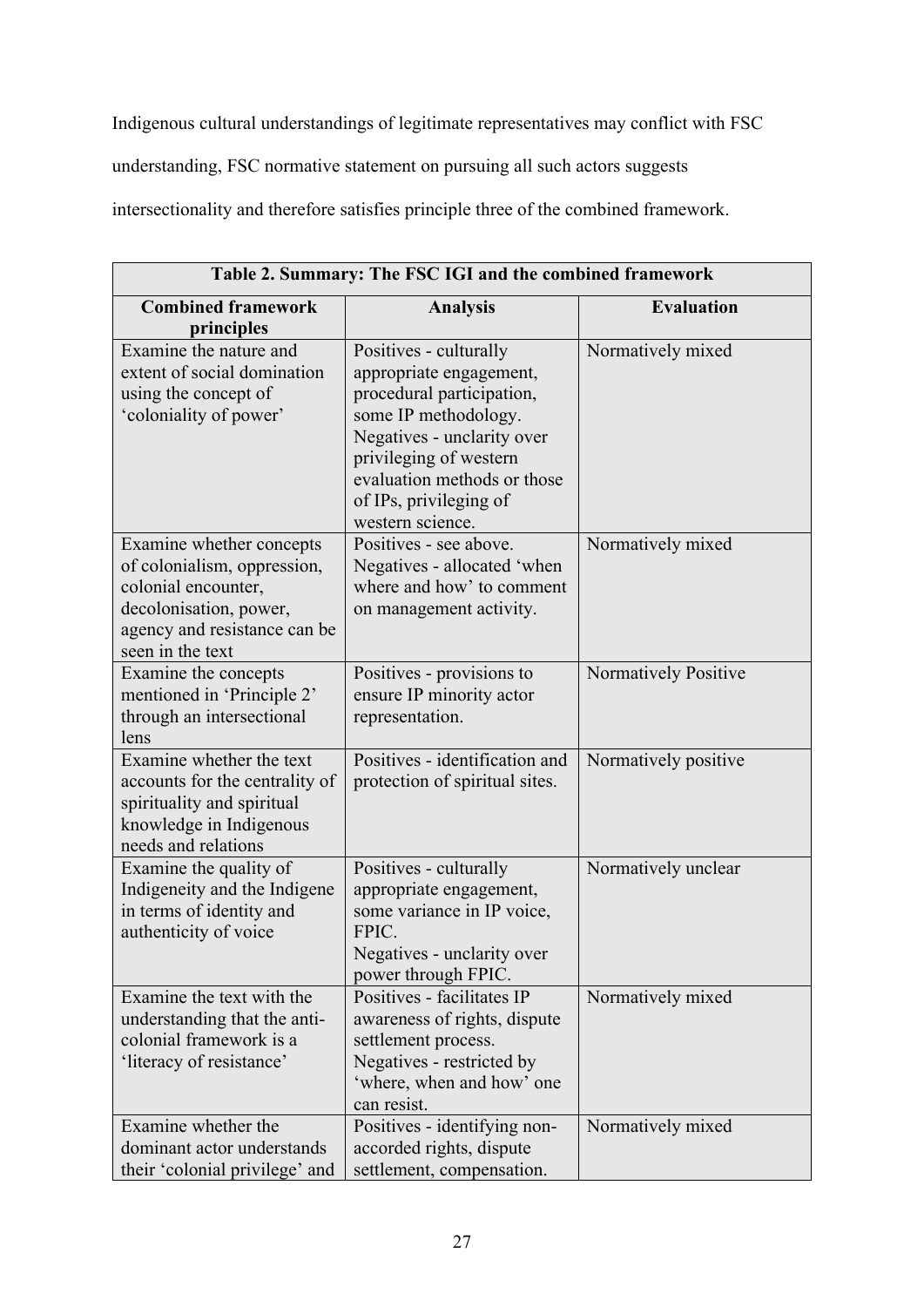Indigenous cultural understandings of legitimate representatives may conflict with FSC understanding, FSC normative statement on pursuing all such actors suggests intersectionality and therefore satisfies principle three of the combined framework.

**Table 2. Summary: The FSC IGI and the combined framework**

| Combined framework principles | Analysis | Evaluation |
|---|---|---|
| Examine the nature and extent of social domination using the concept of 'coloniality of power' | Positives - culturally appropriate engagement, procedural participation, some IP methodology. Negatives - unclarity over privileging of western evaluation methods or those of IPs, privileging of western science. | Normatively mixed |
| Examine whether concepts of colonialism, oppression, colonial encounter, decolonisation, power, agency and resistance can be seen in the text | Positives - see above. Negatives - allocated 'when where and how' to comment on management activity. | Normatively mixed |
| Examine the concepts mentioned in 'Principle 2' through an intersectional lens | Positives - provisions to ensure IP minority actor representation. | Normatively Positive |
| Examine whether the text accounts for the centrality of spirituality and spiritual knowledge in Indigenous needs and relations | Positives - identification and protection of spiritual sites. | Normatively positive |
| Examine the quality of Indigeneity and the Indigene in terms of identity and authenticity of voice | Positives - culturally appropriate engagement, some variance in IP voice, FPIC. Negatives - unclarity over power through FPIC. | Normatively unclear |
| Examine the text with the understanding that the anti-colonial framework is a 'literacy of resistance' | Positives - facilitates IP awareness of rights, dispute settlement process. Negatives - restricted by 'where, when and how' one can resist. | Normatively mixed |
| Examine whether the dominant actor understands their 'colonial privilege' and | Positives - identifying non-accorded rights, dispute settlement, compensation. | Normatively mixed |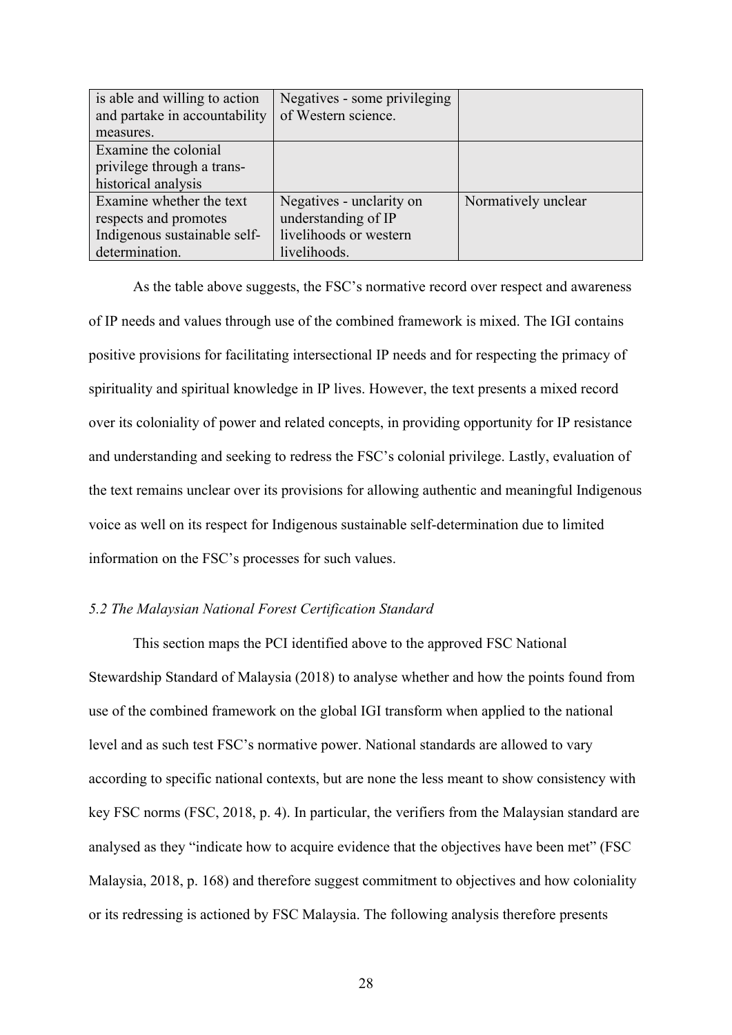| | | |
|---|---|---|
| is able and willing to action and partake in accountability measures. | Negatives - some privileging of Western science. | |
| Examine the colonial privilege through a trans-historical analysis | | |
| Examine whether the text respects and promotes Indigenous sustainable self-determination. | Negatives - unclarity on understanding of IP livelihoods or western livelihoods. | Normatively unclear |

As the table above suggests, the FSC's normative record over respect and awareness of IP needs and values through use of the combined framework is mixed. The IGI contains positive provisions for facilitating intersectional IP needs and for respecting the primacy of spirituality and spiritual knowledge in IP lives. However, the text presents a mixed record over its coloniality of power and related concepts, in providing opportunity for IP resistance and understanding and seeking to redress the FSC's colonial privilege. Lastly, evaluation of the text remains unclear over its provisions for allowing authentic and meaningful Indigenous voice as well on its respect for Indigenous sustainable self-determination due to limited information on the FSC's processes for such values.

### *5.2 The Malaysian National Forest Certification Standard*

This section maps the PCI identified above to the approved FSC National Stewardship Standard of Malaysia (2018) to analyse whether and how the points found from use of the combined framework on the global IGI transform when applied to the national level and as such test FSC's normative power. National standards are allowed to vary according to specific national contexts, but are none the less meant to show consistency with key FSC norms (FSC, 2018, p. 4). In particular, the verifiers from the Malaysian standard are analysed as they "indicate how to acquire evidence that the objectives have been met" (FSC Malaysia, 2018, p. 168) and therefore suggest commitment to objectives and how coloniality or its redressing is actioned by FSC Malaysia. The following analysis therefore presents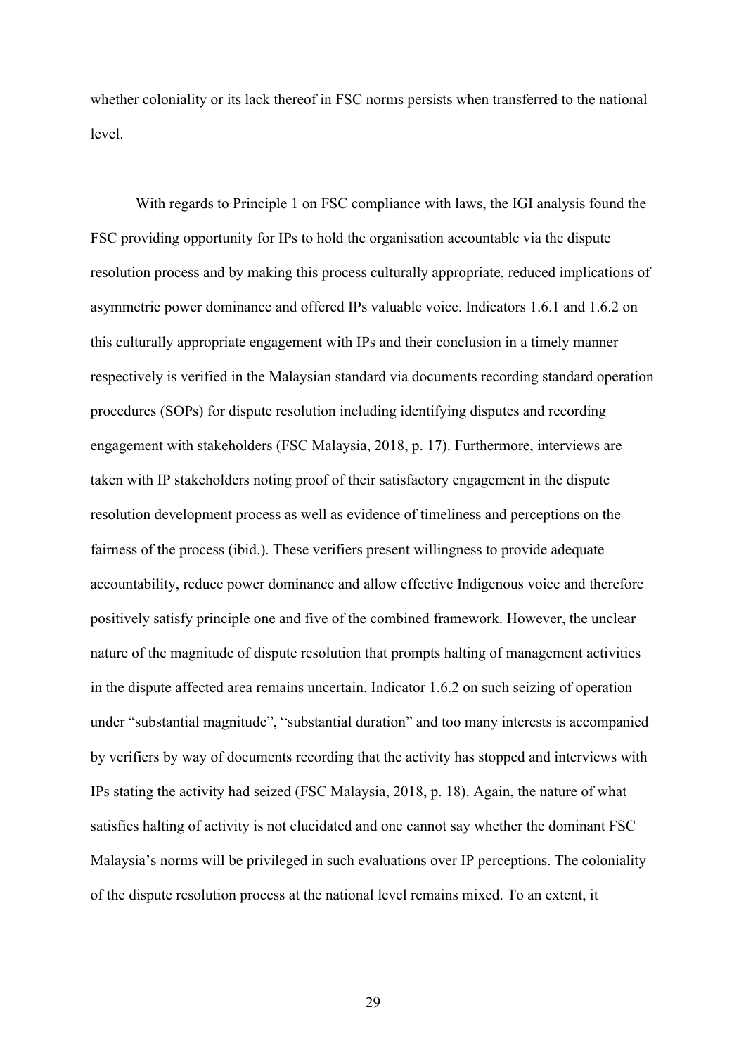whether coloniality or its lack thereof in FSC norms persists when transferred to the national level.

With regards to Principle 1 on FSC compliance with laws, the IGI analysis found the FSC providing opportunity for IPs to hold the organisation accountable via the dispute resolution process and by making this process culturally appropriate, reduced implications of asymmetric power dominance and offered IPs valuable voice. Indicators 1.6.1 and 1.6.2 on this culturally appropriate engagement with IPs and their conclusion in a timely manner respectively is verified in the Malaysian standard via documents recording standard operation procedures (SOPs) for dispute resolution including identifying disputes and recording engagement with stakeholders (FSC Malaysia, 2018, p. 17). Furthermore, interviews are taken with IP stakeholders noting proof of their satisfactory engagement in the dispute resolution development process as well as evidence of timeliness and perceptions on the fairness of the process (ibid.). These verifiers present willingness to provide adequate accountability, reduce power dominance and allow effective Indigenous voice and therefore positively satisfy principle one and five of the combined framework. However, the unclear nature of the magnitude of dispute resolution that prompts halting of management activities in the dispute affected area remains uncertain. Indicator 1.6.2 on such seizing of operation under "substantial magnitude", "substantial duration" and too many interests is accompanied by verifiers by way of documents recording that the activity has stopped and interviews with IPs stating the activity had seized (FSC Malaysia, 2018, p. 18). Again, the nature of what satisfies halting of activity is not elucidated and one cannot say whether the dominant FSC Malaysia's norms will be privileged in such evaluations over IP perceptions. The coloniality of the dispute resolution process at the national level remains mixed. To an extent, it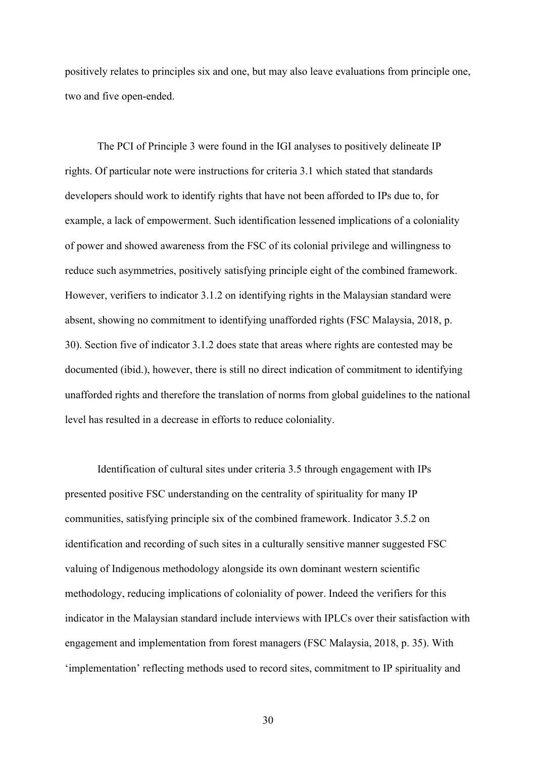positively relates to principles six and one, but may also leave evaluations from principle one, two and five open-ended.

The PCI of Principle 3 were found in the IGI analyses to positively delineate IP rights. Of particular note were instructions for criteria 3.1 which stated that standards developers should work to identify rights that have not been afforded to IPs due to, for example, a lack of empowerment. Such identification lessened implications of a coloniality of power and showed awareness from the FSC of its colonial privilege and willingness to reduce such asymmetries, positively satisfying principle eight of the combined framework. However, verifiers to indicator 3.1.2 on identifying rights in the Malaysian standard were absent, showing no commitment to identifying unafforded rights (FSC Malaysia, 2018, p. 30). Section five of indicator 3.1.2 does state that areas where rights are contested may be documented (ibid.), however, there is still no direct indication of commitment to identifying unafforded rights and therefore the translation of norms from global guidelines to the national level has resulted in a decrease in efforts to reduce coloniality.

Identification of cultural sites under criteria 3.5 through engagement with IPs presented positive FSC understanding on the centrality of spirituality for many IP communities, satisfying principle six of the combined framework. Indicator 3.5.2 on identification and recording of such sites in a culturally sensitive manner suggested FSC valuing of Indigenous methodology alongside its own dominant western scientific methodology, reducing implications of coloniality of power. Indeed the verifiers for this indicator in the Malaysian standard include interviews with IPLCs over their satisfaction with engagement and implementation from forest managers (FSC Malaysia, 2018, p. 35). With 'implementation' reflecting methods used to record sites, commitment to IP spirituality and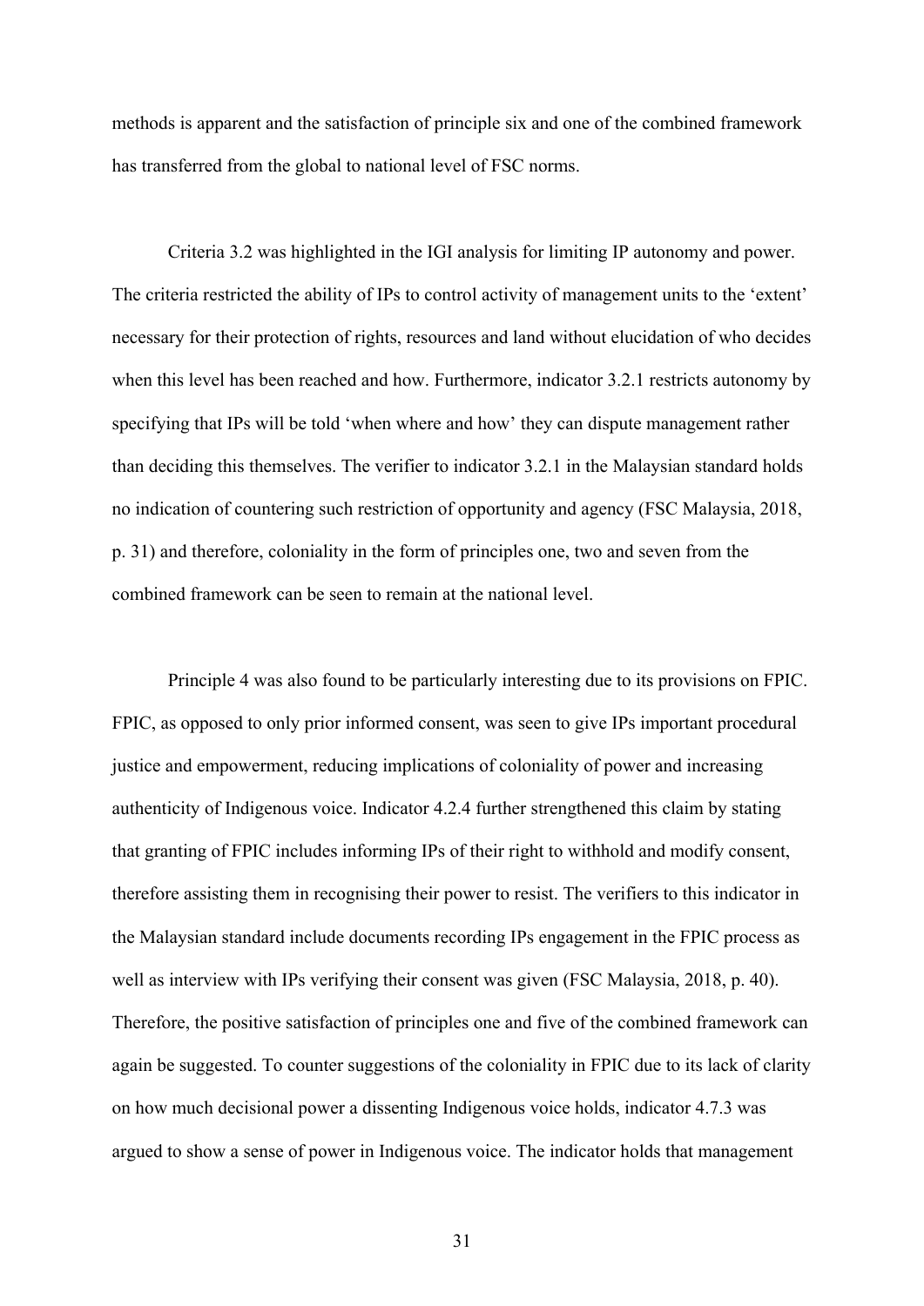methods is apparent and the satisfaction of principle six and one of the combined framework has transferred from the global to national level of FSC norms.

Criteria 3.2 was highlighted in the IGI analysis for limiting IP autonomy and power. The criteria restricted the ability of IPs to control activity of management units to the 'extent' necessary for their protection of rights, resources and land without elucidation of who decides when this level has been reached and how. Furthermore, indicator 3.2.1 restricts autonomy by specifying that IPs will be told 'when where and how' they can dispute management rather than deciding this themselves. The verifier to indicator 3.2.1 in the Malaysian standard holds no indication of countering such restriction of opportunity and agency (FSC Malaysia, 2018, p. 31) and therefore, coloniality in the form of principles one, two and seven from the combined framework can be seen to remain at the national level.

Principle 4 was also found to be particularly interesting due to its provisions on FPIC. FPIC, as opposed to only prior informed consent, was seen to give IPs important procedural justice and empowerment, reducing implications of coloniality of power and increasing authenticity of Indigenous voice. Indicator 4.2.4 further strengthened this claim by stating that granting of FPIC includes informing IPs of their right to withhold and modify consent, therefore assisting them in recognising their power to resist. The verifiers to this indicator in the Malaysian standard include documents recording IPs engagement in the FPIC process as well as interview with IPs verifying their consent was given (FSC Malaysia, 2018, p. 40). Therefore, the positive satisfaction of principles one and five of the combined framework can again be suggested. To counter suggestions of the coloniality in FPIC due to its lack of clarity on how much decisional power a dissenting Indigenous voice holds, indicator 4.7.3 was argued to show a sense of power in Indigenous voice. The indicator holds that management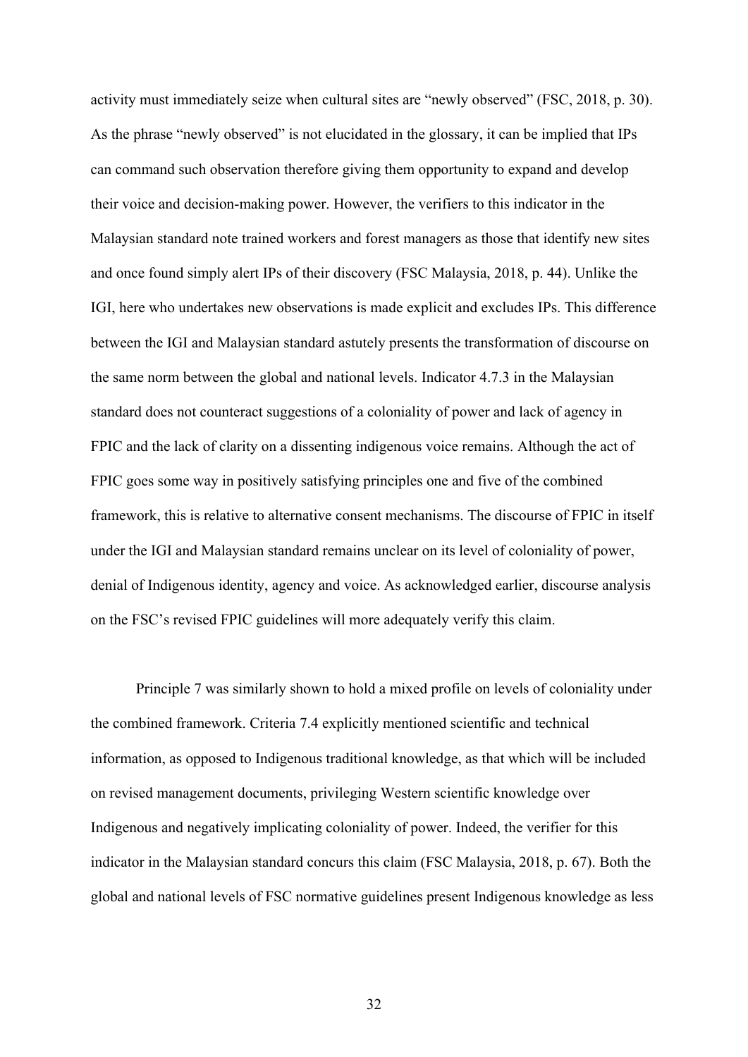activity must immediately seize when cultural sites are "newly observed" (FSC, 2018, p. 30). As the phrase "newly observed" is not elucidated in the glossary, it can be implied that IPs can command such observation therefore giving them opportunity to expand and develop their voice and decision-making power. However, the verifiers to this indicator in the Malaysian standard note trained workers and forest managers as those that identify new sites and once found simply alert IPs of their discovery (FSC Malaysia, 2018, p. 44). Unlike the IGI, here who undertakes new observations is made explicit and excludes IPs. This difference between the IGI and Malaysian standard astutely presents the transformation of discourse on the same norm between the global and national levels. Indicator 4.7.3 in the Malaysian standard does not counteract suggestions of a coloniality of power and lack of agency in FPIC and the lack of clarity on a dissenting indigenous voice remains. Although the act of FPIC goes some way in positively satisfying principles one and five of the combined framework, this is relative to alternative consent mechanisms. The discourse of FPIC in itself under the IGI and Malaysian standard remains unclear on its level of coloniality of power, denial of Indigenous identity, agency and voice. As acknowledged earlier, discourse analysis on the FSC's revised FPIC guidelines will more adequately verify this claim.

Principle 7 was similarly shown to hold a mixed profile on levels of coloniality under the combined framework. Criteria 7.4 explicitly mentioned scientific and technical information, as opposed to Indigenous traditional knowledge, as that which will be included on revised management documents, privileging Western scientific knowledge over Indigenous and negatively implicating coloniality of power. Indeed, the verifier for this indicator in the Malaysian standard concurs this claim (FSC Malaysia, 2018, p. 67). Both the global and national levels of FSC normative guidelines present Indigenous knowledge as less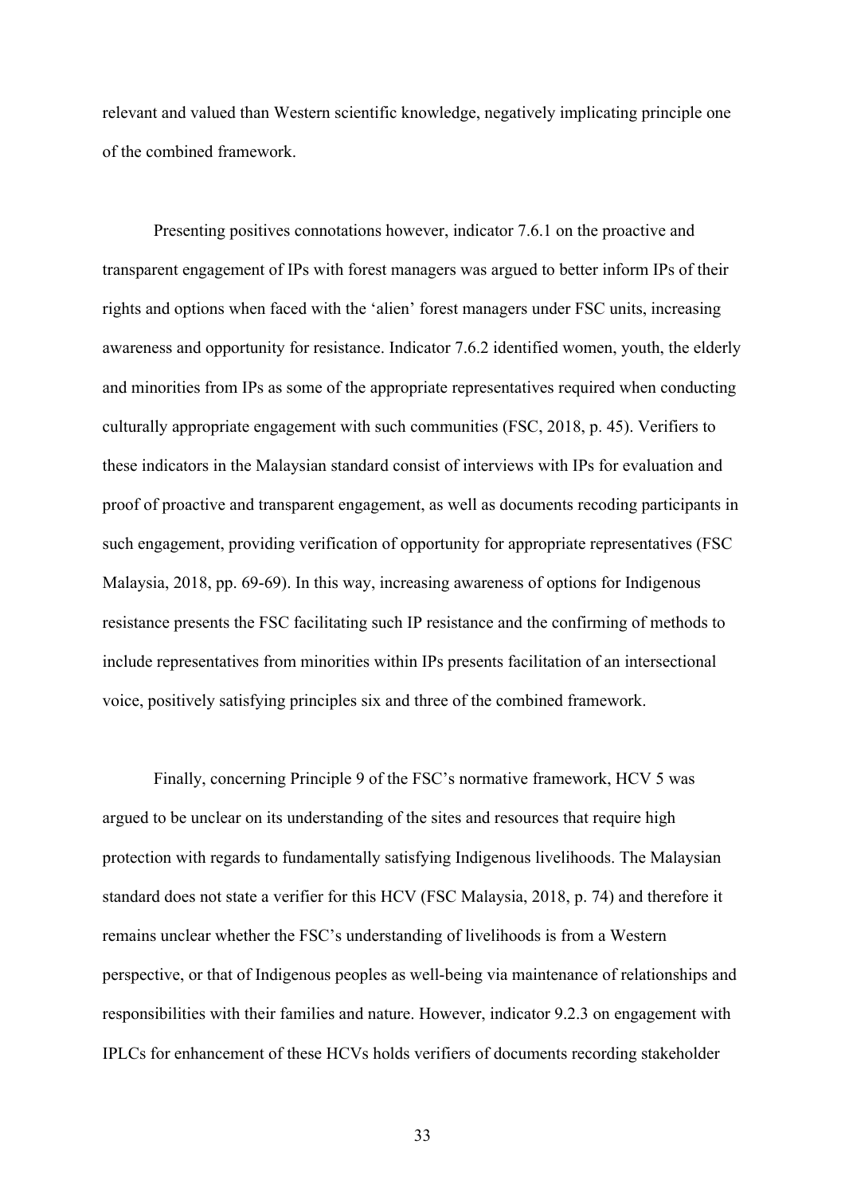relevant and valued than Western scientific knowledge, negatively implicating principle one of the combined framework.

Presenting positives connotations however, indicator 7.6.1 on the proactive and transparent engagement of IPs with forest managers was argued to better inform IPs of their rights and options when faced with the 'alien' forest managers under FSC units, increasing awareness and opportunity for resistance. Indicator 7.6.2 identified women, youth, the elderly and minorities from IPs as some of the appropriate representatives required when conducting culturally appropriate engagement with such communities (FSC, 2018, p. 45). Verifiers to these indicators in the Malaysian standard consist of interviews with IPs for evaluation and proof of proactive and transparent engagement, as well as documents recoding participants in such engagement, providing verification of opportunity for appropriate representatives (FSC Malaysia, 2018, pp. 69-69). In this way, increasing awareness of options for Indigenous resistance presents the FSC facilitating such IP resistance and the confirming of methods to include representatives from minorities within IPs presents facilitation of an intersectional voice, positively satisfying principles six and three of the combined framework.

Finally, concerning Principle 9 of the FSC's normative framework, HCV 5 was argued to be unclear on its understanding of the sites and resources that require high protection with regards to fundamentally satisfying Indigenous livelihoods. The Malaysian standard does not state a verifier for this HCV (FSC Malaysia, 2018, p. 74) and therefore it remains unclear whether the FSC's understanding of livelihoods is from a Western perspective, or that of Indigenous peoples as well-being via maintenance of relationships and responsibilities with their families and nature. However, indicator 9.2.3 on engagement with IPLCs for enhancement of these HCVs holds verifiers of documents recording stakeholder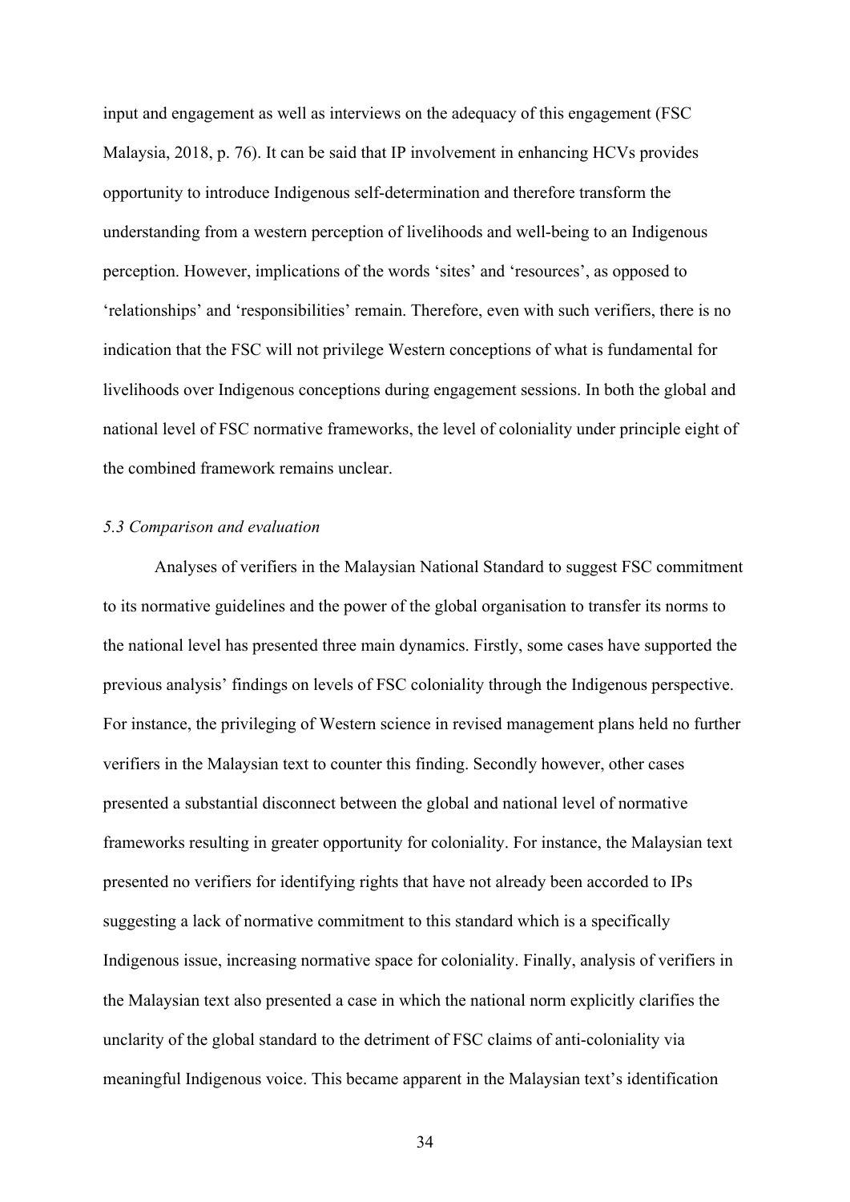input and engagement as well as interviews on the adequacy of this engagement (FSC Malaysia, 2018, p. 76). It can be said that IP involvement in enhancing HCVs provides opportunity to introduce Indigenous self-determination and therefore transform the understanding from a western perception of livelihoods and well-being to an Indigenous perception. However, implications of the words 'sites' and 'resources', as opposed to 'relationships' and 'responsibilities' remain. Therefore, even with such verifiers, there is no indication that the FSC will not privilege Western conceptions of what is fundamental for livelihoods over Indigenous conceptions during engagement sessions. In both the global and national level of FSC normative frameworks, the level of coloniality under principle eight of the combined framework remains unclear.

### *5.3 Comparison and evaluation*

Analyses of verifiers in the Malaysian National Standard to suggest FSC commitment to its normative guidelines and the power of the global organisation to transfer its norms to the national level has presented three main dynamics. Firstly, some cases have supported the previous analysis' findings on levels of FSC coloniality through the Indigenous perspective. For instance, the privileging of Western science in revised management plans held no further verifiers in the Malaysian text to counter this finding. Secondly however, other cases presented a substantial disconnect between the global and national level of normative frameworks resulting in greater opportunity for coloniality. For instance, the Malaysian text presented no verifiers for identifying rights that have not already been accorded to IPs suggesting a lack of normative commitment to this standard which is a specifically Indigenous issue, increasing normative space for coloniality. Finally, analysis of verifiers in the Malaysian text also presented a case in which the national norm explicitly clarifies the unclarity of the global standard to the detriment of FSC claims of anti-coloniality via meaningful Indigenous voice. This became apparent in the Malaysian text's identification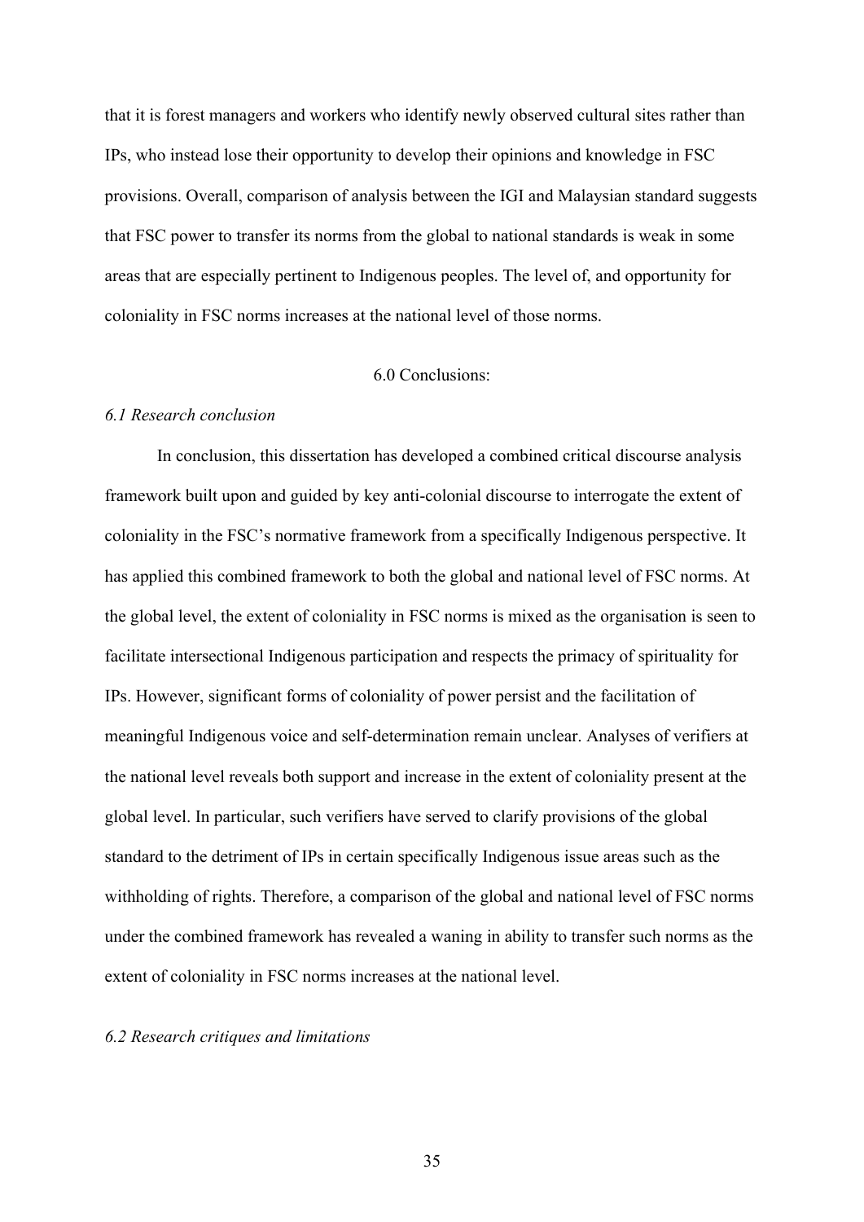that it is forest managers and workers who identify newly observed cultural sites rather than IPs, who instead lose their opportunity to develop their opinions and knowledge in FSC provisions. Overall, comparison of analysis between the IGI and Malaysian standard suggests that FSC power to transfer its norms from the global to national standards is weak in some areas that are especially pertinent to Indigenous peoples. The level of, and opportunity for coloniality in FSC norms increases at the national level of those norms.

## 6.0 Conclusions:

### *6.1 Research conclusion*

In conclusion, this dissertation has developed a combined critical discourse analysis framework built upon and guided by key anti-colonial discourse to interrogate the extent of coloniality in the FSC's normative framework from a specifically Indigenous perspective. It has applied this combined framework to both the global and national level of FSC norms. At the global level, the extent of coloniality in FSC norms is mixed as the organisation is seen to facilitate intersectional Indigenous participation and respects the primacy of spirituality for IPs. However, significant forms of coloniality of power persist and the facilitation of meaningful Indigenous voice and self-determination remain unclear. Analyses of verifiers at the national level reveals both support and increase in the extent of coloniality present at the global level. In particular, such verifiers have served to clarify provisions of the global standard to the detriment of IPs in certain specifically Indigenous issue areas such as the withholding of rights. Therefore, a comparison of the global and national level of FSC norms under the combined framework has revealed a waning in ability to transfer such norms as the extent of coloniality in FSC norms increases at the national level.

### *6.2 Research critiques and limitations*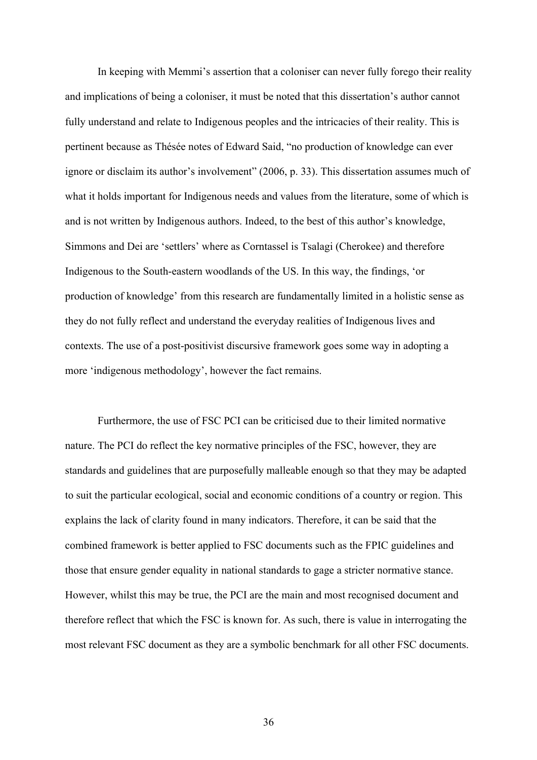In keeping with Memmi's assertion that a coloniser can never fully forego their reality and implications of being a coloniser, it must be noted that this dissertation's author cannot fully understand and relate to Indigenous peoples and the intricacies of their reality. This is pertinent because as Thésée notes of Edward Said, "no production of knowledge can ever ignore or disclaim its author's involvement" (2006, p. 33). This dissertation assumes much of what it holds important for Indigenous needs and values from the literature, some of which is and is not written by Indigenous authors. Indeed, to the best of this author's knowledge, Simmons and Dei are 'settlers' where as Corntassel is Tsalagi (Cherokee) and therefore Indigenous to the South-eastern woodlands of the US. In this way, the findings, 'or production of knowledge' from this research are fundamentally limited in a holistic sense as they do not fully reflect and understand the everyday realities of Indigenous lives and contexts. The use of a post-positivist discursive framework goes some way in adopting a more 'indigenous methodology', however the fact remains.

Furthermore, the use of FSC PCI can be criticised due to their limited normative nature. The PCI do reflect the key normative principles of the FSC, however, they are standards and guidelines that are purposefully malleable enough so that they may be adapted to suit the particular ecological, social and economic conditions of a country or region. This explains the lack of clarity found in many indicators. Therefore, it can be said that the combined framework is better applied to FSC documents such as the FPIC guidelines and those that ensure gender equality in national standards to gage a stricter normative stance. However, whilst this may be true, the PCI are the main and most recognised document and therefore reflect that which the FSC is known for. As such, there is value in interrogating the most relevant FSC document as they are a symbolic benchmark for all other FSC documents.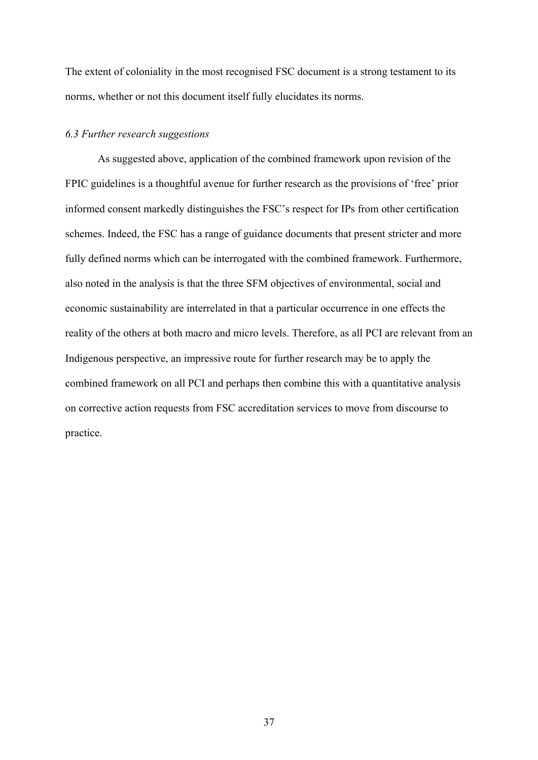The extent of coloniality in the most recognised FSC document is a strong testament to its norms, whether or not this document itself fully elucidates its norms.

### *6.3 Further research suggestions*

As suggested above, application of the combined framework upon revision of the FPIC guidelines is a thoughtful avenue for further research as the provisions of 'free' prior informed consent markedly distinguishes the FSC's respect for IPs from other certification schemes. Indeed, the FSC has a range of guidance documents that present stricter and more fully defined norms which can be interrogated with the combined framework. Furthermore, also noted in the analysis is that the three SFM objectives of environmental, social and economic sustainability are interrelated in that a particular occurrence in one effects the reality of the others at both macro and micro levels. Therefore, as all PCI are relevant from an Indigenous perspective, an impressive route for further research may be to apply the combined framework on all PCI and perhaps then combine this with a quantitative analysis on corrective action requests from FSC accreditation services to move from discourse to practice.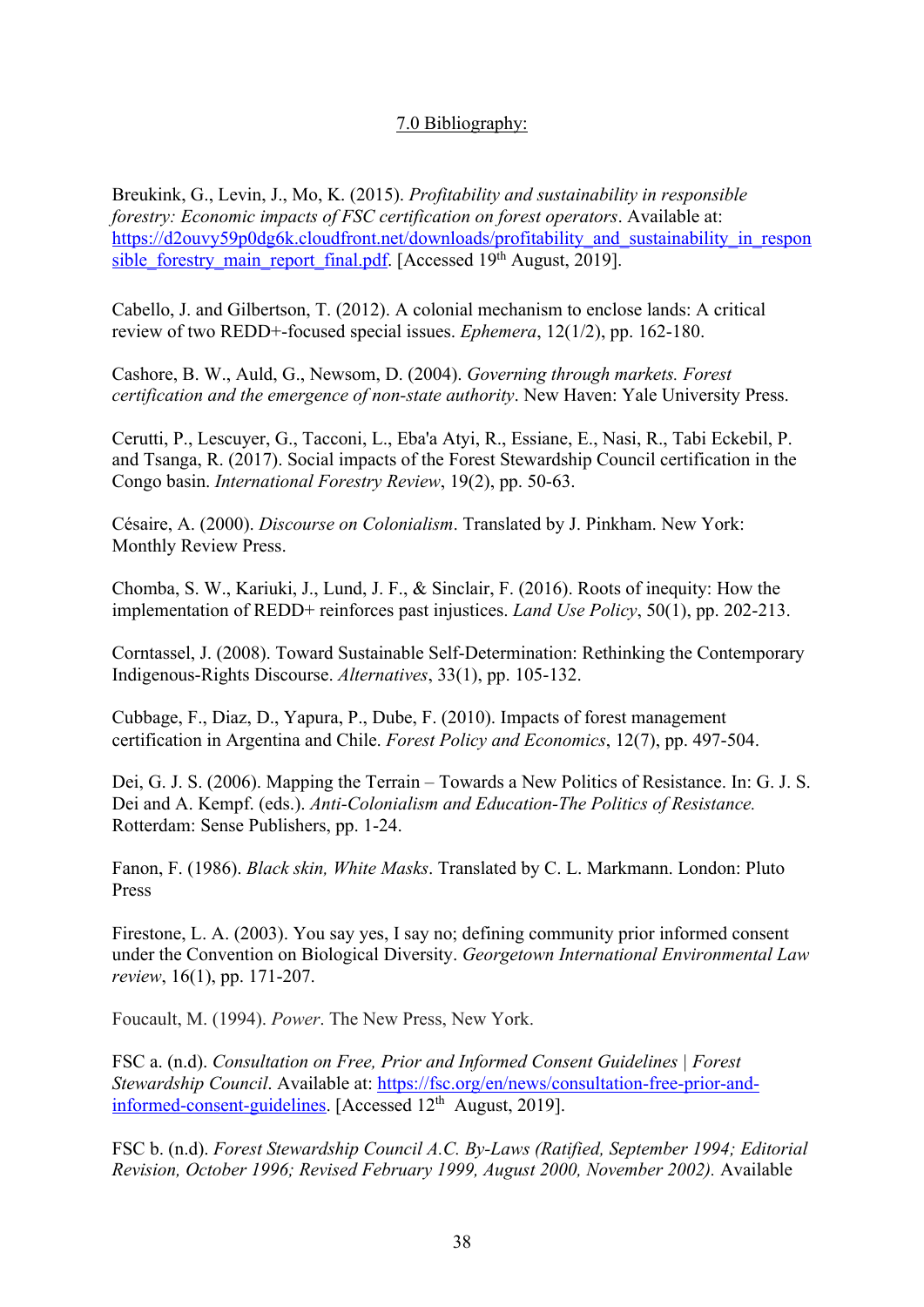## 7.0 Bibliography:

Breukink, G., Levin, J., Mo, K. (2015). *Profitability and sustainability in responsible forestry: Economic impacts of FSC certification on forest operators*. Available at: https://d2ouvy59p0dg6k.cloudfront.net/downloads/profitability_and_sustainability_in_responsible_forestry_main_report_final.pdf. [Accessed 19th August, 2019].

Cabello, J. and Gilbertson, T. (2012). A colonial mechanism to enclose lands: A critical review of two REDD+-focused special issues. *Ephemera*, 12(1/2), pp. 162-180.

Cashore, B. W., Auld, G., Newsom, D. (2004). *Governing through markets. Forest certification and the emergence of non-state authority*. New Haven: Yale University Press.

Cerutti, P., Lescuyer, G., Tacconi, L., Eba'a Atyi, R., Essiane, E., Nasi, R., Tabi Eckebil, P. and Tsanga, R. (2017). Social impacts of the Forest Stewardship Council certification in the Congo basin. *International Forestry Review*, 19(2), pp. 50-63.

Césaire, A. (2000). *Discourse on Colonialism*. Translated by J. Pinkham. New York: Monthly Review Press.

Chomba, S. W., Kariuki, J., Lund, J. F., & Sinclair, F. (2016). Roots of inequity: How the implementation of REDD+ reinforces past injustices. *Land Use Policy*, 50(1), pp. 202-213.

Corntassel, J. (2008). Toward Sustainable Self-Determination: Rethinking the Contemporary Indigenous-Rights Discourse. *Alternatives*, 33(1), pp. 105-132.

Cubbage, F., Diaz, D., Yapura, P., Dube, F. (2010). Impacts of forest management certification in Argentina and Chile. *Forest Policy and Economics*, 12(7), pp. 497-504.

Dei, G. J. S. (2006). Mapping the Terrain – Towards a New Politics of Resistance. In: G. J. S. Dei and A. Kempf. (eds.). *Anti-Colonialism and Education-The Politics of Resistance.* Rotterdam: Sense Publishers, pp. 1-24.

Fanon, F. (1986). *Black skin, White Masks*. Translated by C. L. Markmann. London: Pluto Press

Firestone, L. A. (2003). You say yes, I say no; defining community prior informed consent under the Convention on Biological Diversity. *Georgetown International Environmental Law review*, 16(1), pp. 171-207.

Foucault, M. (1994). *Power.* The New Press, New York.

FSC a. (n.d). *Consultation on Free, Prior and Informed Consent Guidelines | Forest Stewardship Council*. Available at: https://fsc.org/en/news/consultation-free-prior-and-informed-consent-guidelines. [Accessed 12th August, 2019].

FSC b. (n.d). *Forest Stewardship Council A.C. By-Laws (Ratified, September 1994; Editorial Revision, October 1996; Revised February 1999, August 2000, November 2002).* Available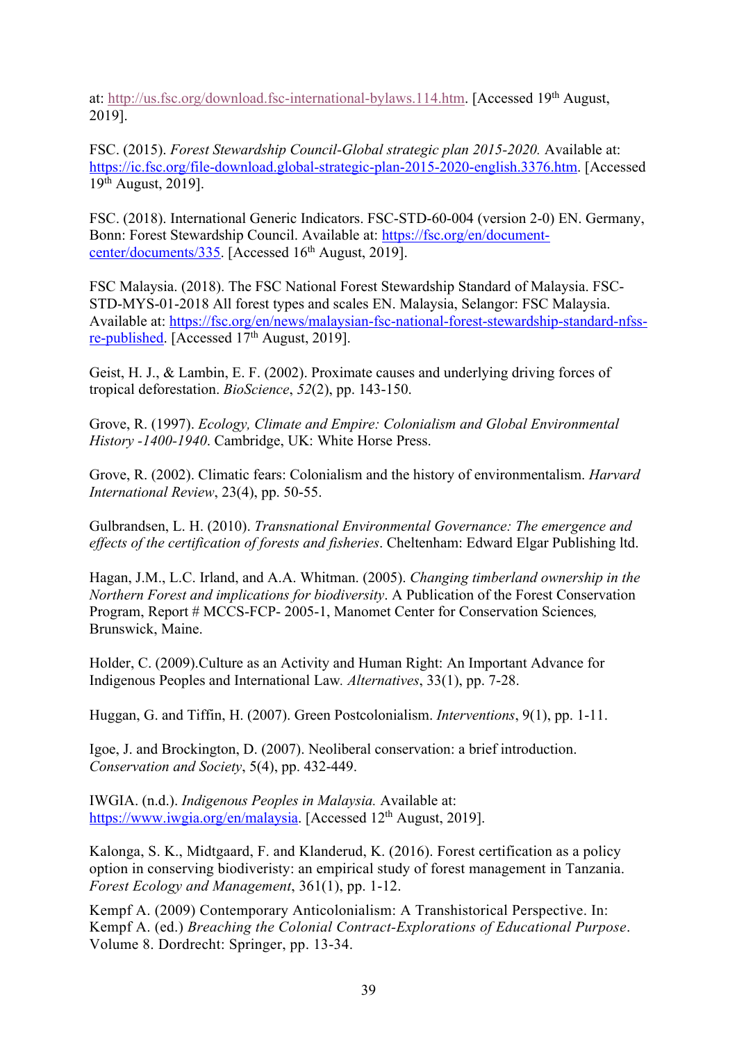at: http://us.fsc.org/download.fsc-international-bylaws.114.htm. [Accessed 19th August, 2019].

FSC. (2015). *Forest Stewardship Council-Global strategic plan 2015-2020.* Available at: https://ic.fsc.org/file-download.global-strategic-plan-2015-2020-english.3376.htm. [Accessed 19th August, 2019].

FSC. (2018). International Generic Indicators. FSC-STD-60-004 (version 2-0) EN. Germany, Bonn: Forest Stewardship Council. Available at: https://fsc.org/en/document-center/documents/335. [Accessed 16th August, 2019].

FSC Malaysia. (2018). The FSC National Forest Stewardship Standard of Malaysia. FSC-STD-MYS-01-2018 All forest types and scales EN. Malaysia, Selangor: FSC Malaysia. Available at: https://fsc.org/en/news/malaysian-fsc-national-forest-stewardship-standard-nfss-re-published. [Accessed 17th August, 2019].

Geist, H. J., & Lambin, E. F. (2002). Proximate causes and underlying driving forces of tropical deforestation. *BioScience*, *52*(2), pp. 143-150.

Grove, R. (1997). *Ecology, Climate and Empire: Colonialism and Global Environmental History -1400-1940*. Cambridge, UK: White Horse Press.

Grove, R. (2002). Climatic fears: Colonialism and the history of environmentalism. *Harvard International Review*, 23(4), pp. 50-55.

Gulbrandsen, L. H. (2010). *Transnational Environmental Governance: The emergence and effects of the certification of forests and fisheries*. Cheltenham: Edward Elgar Publishing ltd.

Hagan, J.M., L.C. Irland, and A.A. Whitman. (2005). *Changing timberland ownership in the Northern Forest and implications for biodiversity*. A Publication of the Forest Conservation Program, Report # MCCS-FCP- 2005-1, Manomet Center for Conservation Sciences*,* Brunswick, Maine.

Holder, C. (2009).Culture as an Activity and Human Right: An Important Advance for Indigenous Peoples and International Law*. Alternatives*, 33(1), pp. 7-28.

Huggan, G. and Tiffin, H. (2007). Green Postcolonialism. *Interventions*, 9(1), pp. 1-11.

Igoe, J. and Brockington, D. (2007). Neoliberal conservation: a brief introduction. *Conservation and Society*, 5(4), pp. 432-449.

IWGIA. (n.d.). *Indigenous Peoples in Malaysia.* Available at: https://www.iwgia.org/en/malaysia. [Accessed 12th August, 2019].

Kalonga, S. K., Midtgaard, F. and Klanderud, K. (2016). Forest certification as a policy option in conserving biodiveristy: an empirical study of forest management in Tanzania. *Forest Ecology and Management*, 361(1), pp. 1-12.

Kempf A. (2009) Contemporary Anticolonialism: A Transhistorical Perspective. In: Kempf A. (ed.) *Breaching the Colonial Contract-Explorations of Educational Purpose*. Volume 8. Dordrecht: Springer, pp. 13-34.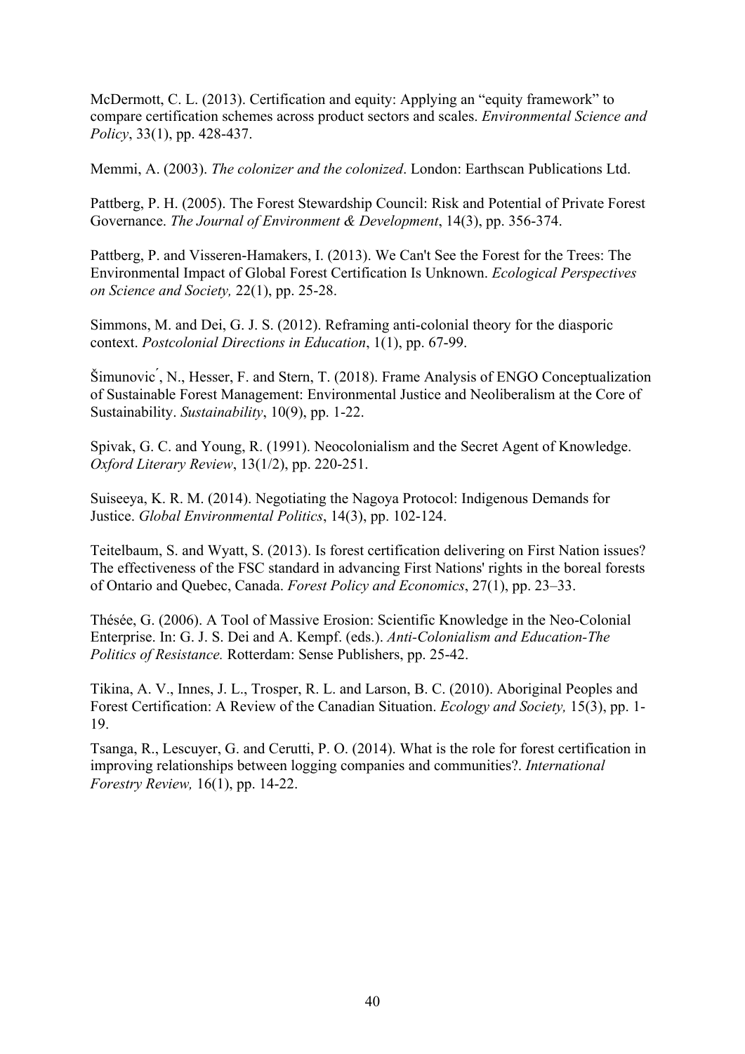McDermott, C. L. (2013). Certification and equity: Applying an "equity framework" to compare certification schemes across product sectors and scales. *Environmental Science and Policy*, 33(1), pp. 428-437.

Memmi, A. (2003). *The colonizer and the colonized*. London: Earthscan Publications Ltd.

Pattberg, P. H. (2005). The Forest Stewardship Council: Risk and Potential of Private Forest Governance. *The Journal of Environment & Development*, 14(3), pp. 356-374.

Pattberg, P. and Visseren-Hamakers, I. (2013). We Can't See the Forest for the Trees: The Environmental Impact of Global Forest Certification Is Unknown. *Ecological Perspectives on Science and Society,* 22(1), pp. 25-28.

Simmons, M. and Dei, G. J. S. (2012). Reframing anti-colonial theory for the diasporic context. *Postcolonial Directions in Education*, 1(1), pp. 67-99.

Šimunović, N., Hesser, F. and Stern, T. (2018). Frame Analysis of ENGO Conceptualization of Sustainable Forest Management: Environmental Justice and Neoliberalism at the Core of Sustainability. *Sustainability*, 10(9), pp. 1-22.

Spivak, G. C. and Young, R. (1991). Neocolonialism and the Secret Agent of Knowledge. *Oxford Literary Review*, 13(1/2), pp. 220-251.

Suiseeya, K. R. M. (2014). Negotiating the Nagoya Protocol: Indigenous Demands for Justice. *Global Environmental Politics*, 14(3), pp. 102-124.

Teitelbaum, S. and Wyatt, S. (2013). Is forest certification delivering on First Nation issues? The effectiveness of the FSC standard in advancing First Nations' rights in the boreal forests of Ontario and Quebec, Canada. *Forest Policy and Economics*, 27(1), pp. 23–33.

Thésée, G. (2006). A Tool of Massive Erosion: Scientific Knowledge in the Neo-Colonial Enterprise. In: G. J. S. Dei and A. Kempf. (eds.). *Anti-Colonialism and Education-The Politics of Resistance.* Rotterdam: Sense Publishers, pp. 25-42.

Tikina, A. V., Innes, J. L., Trosper, R. L. and Larson, B. C. (2010). Aboriginal Peoples and Forest Certification: A Review of the Canadian Situation. *Ecology and Society,* 15(3), pp. 1-19.

Tsanga, R., Lescuyer, G. and Cerutti, P. O. (2014). What is the role for forest certification in improving relationships between logging companies and communities?. *International Forestry Review,* 16(1), pp. 14-22.